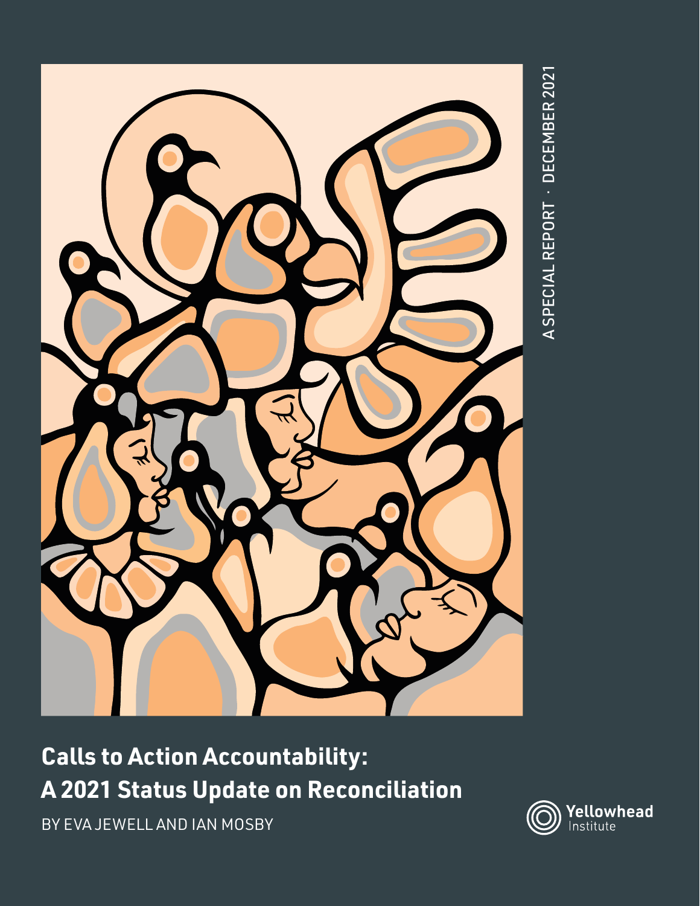A SPECIAL REPORT · DECEMBER 2021

# Calls to Action Accountability: A 2021 Status Update on Reconciliation

BY EVA JEWELL AND IAN MOSBY

Yellowhead Institute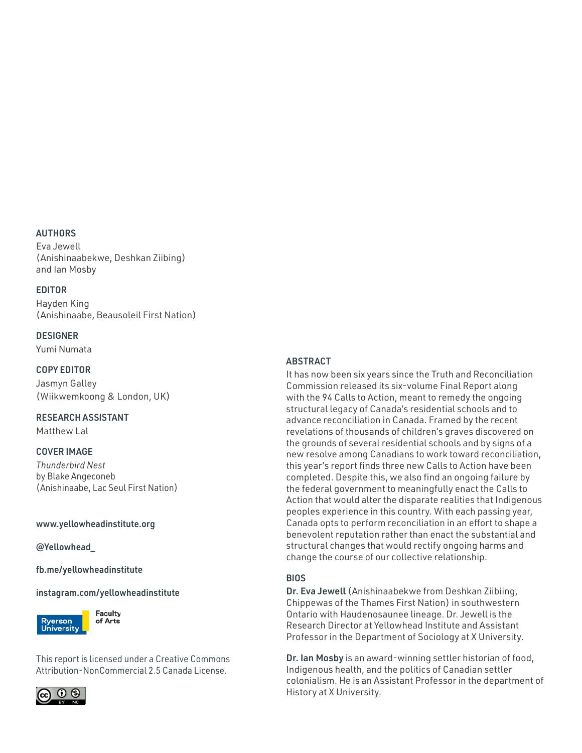## AUTHORS

Eva Jewell
(Anishinaabekwe, Deshkan Ziibing)
and Ian Mosby

## EDITOR

Hayden King
(Anishinaabe, Beausoleil First Nation)

## DESIGNER

Yumi Numata

## COPY EDITOR

Jasmyn Galley
(Wiikwemkoong & London, UK)

## RESEARCH ASSISTANT

Matthew Lal

## COVER IMAGE

*Thunderbird Nest*
by Blake Angeconeb
(Anishinaabe, Lac Seul First Nation)

**www.yellowheadinstitute.org**

**@Yellowhead_**

**fb.me/yellowheadinstitute**

**instagram.com/yellowheadinstitute**

Ryerson University Faculty of Arts

This report is licensed under a Creative Commons Attribution-NonCommercial 2.5 Canada License.

## ABSTRACT

It has now been six years since the Truth and Reconciliation Commission released its six-volume Final Report along with the 94 Calls to Action, meant to remedy the ongoing structural legacy of Canada's residential schools and to advance reconciliation in Canada. Framed by the recent revelations of thousands of children's graves discovered on the grounds of several residential schools and by signs of a new resolve among Canadians to work toward reconciliation, this year's report finds three new Calls to Action have been completed. Despite this, we also find an ongoing failure by the federal government to meaningfully enact the Calls to Action that would alter the disparate realities that Indigenous peoples experience in this country. With each passing year, Canada opts to perform reconciliation in an effort to shape a benevolent reputation rather than enact the substantial and structural changes that would rectify ongoing harms and change the course of our collective relationship.

## BIOS

**Dr. Eva Jewell** (Anishinaabekwe from Deshkan Ziibiing, Chippewas of the Thames First Nation) in southwestern Ontario with Haudenosaunee lineage. Dr. Jewell is the Research Director at Yellowhead Institute and Assistant Professor in the Department of Sociology at X University.

**Dr. Ian Mosby** is an award-winning settler historian of food, Indigenous health, and the politics of Canadian settler colonialism. He is an Assistant Professor in the department of History at X University.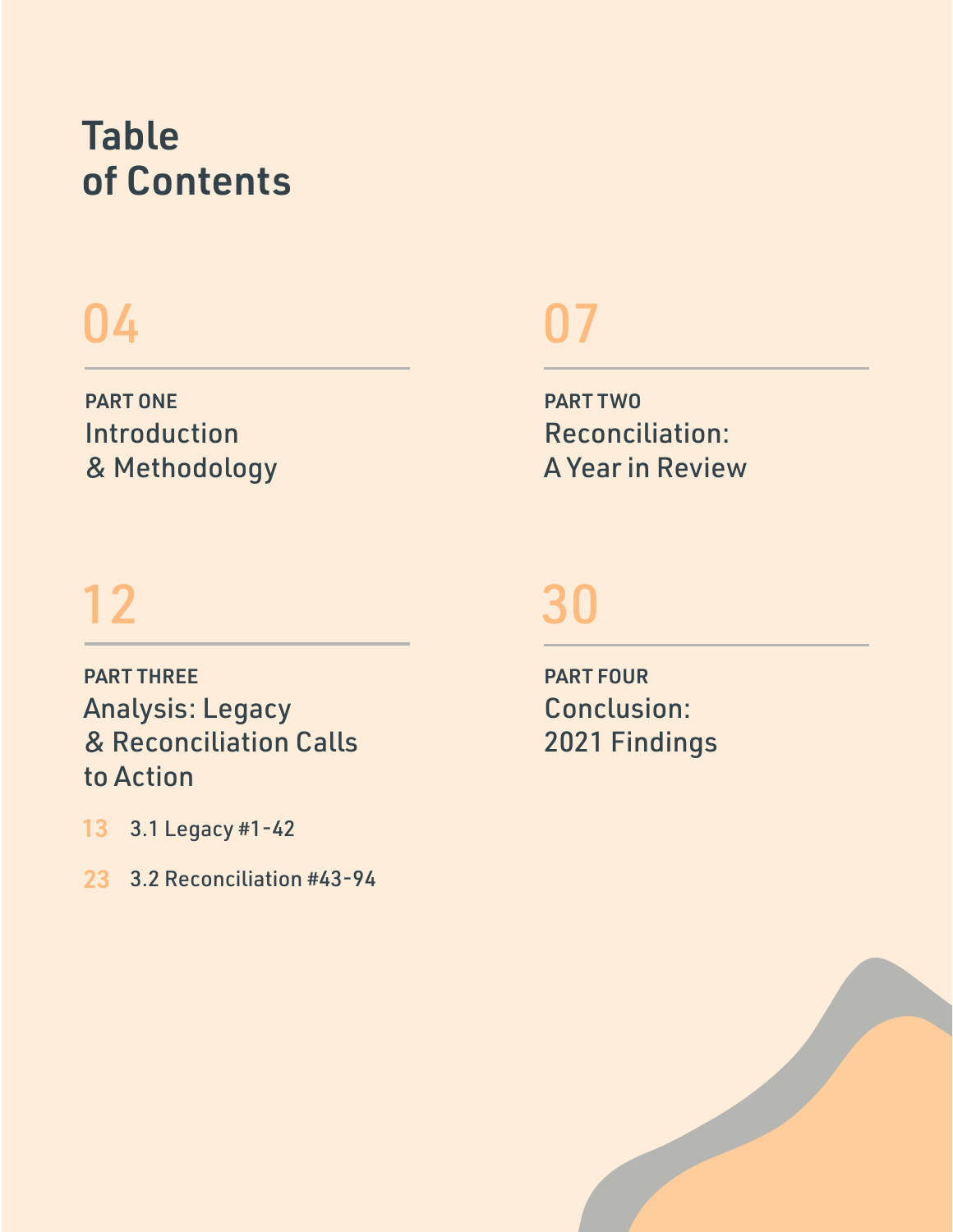# Table of Contents

04

PART ONE
Introduction & Methodology

07

PART TWO
Reconciliation: A Year in Review

12

PART THREE
Analysis: Legacy & Reconciliation Calls to Action

13 3.1 Legacy #1-42

23 3.2 Reconciliation #43-94

30

PART FOUR
Conclusion: 2021 Findings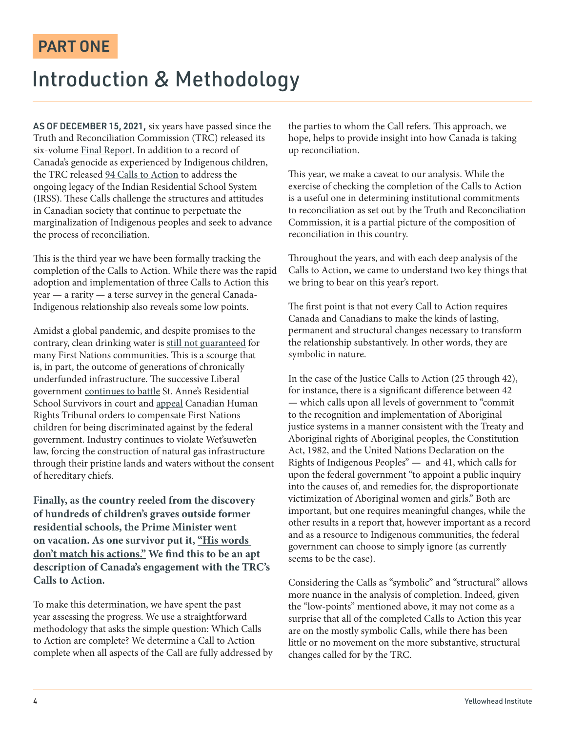# PART ONE

# Introduction & Methodology

**AS OF DECEMBER 15, 2021,** six years have passed since the Truth and Reconciliation Commission (TRC) released its six-volume Final Report. In addition to a record of Canada's genocide as experienced by Indigenous children, the TRC released 94 Calls to Action to address the ongoing legacy of the Indian Residential School System (IRSS). These Calls challenge the structures and attitudes in Canadian society that continue to perpetuate the marginalization of Indigenous peoples and seek to advance the process of reconciliation.

This is the third year we have been formally tracking the completion of the Calls to Action. While there was the rapid adoption and implementation of three Calls to Action this year — a rarity — a terse survey in the general Canada-Indigenous relationship also reveals some low points.

Amidst a global pandemic, and despite promises to the contrary, clean drinking water is still not guaranteed for many First Nations communities. This is a scourge that is, in part, the outcome of generations of chronically underfunded infrastructure. The successive Liberal government continues to battle St. Anne's Residential School Survivors in court and appeal Canadian Human Rights Tribunal orders to compensate First Nations children for being discriminated against by the federal government. Industry continues to violate Wet'suwet'en law, forcing the construction of natural gas infrastructure through their pristine lands and waters without the consent of hereditary chiefs.

**Finally, as the country reeled from the discovery of hundreds of children's graves outside former residential schools, the Prime Minister went on vacation. As one survivor put it, "His words don't match his actions." We find this to be an apt description of Canada's engagement with the TRC's Calls to Action.**

To make this determination, we have spent the past year assessing the progress. We use a straightforward methodology that asks the simple question: Which Calls to Action are complete? We determine a Call to Action complete when all aspects of the Call are fully addressed by the parties to whom the Call refers. This approach, we hope, helps to provide insight into how Canada is taking up reconciliation.

This year, we make a caveat to our analysis. While the exercise of checking the completion of the Calls to Action is a useful one in determining institutional commitments to reconciliation as set out by the Truth and Reconciliation Commission, it is a partial picture of the composition of reconciliation in this country.

Throughout the years, and with each deep analysis of the Calls to Action, we came to understand two key things that we bring to bear on this year's report.

The first point is that not every Call to Action requires Canada and Canadians to make the kinds of lasting, permanent and structural changes necessary to transform the relationship substantively. In other words, they are symbolic in nature.

In the case of the Justice Calls to Action (25 through 42), for instance, there is a significant difference between 42 — which calls upon all levels of government to "commit to the recognition and implementation of Aboriginal justice systems in a manner consistent with the Treaty and Aboriginal rights of Aboriginal peoples, the Constitution Act, 1982, and the United Nations Declaration on the Rights of Indigenous Peoples" — and 41, which calls for upon the federal government "to appoint a public inquiry into the causes of, and remedies for, the disproportionate victimization of Aboriginal women and girls." Both are important, but one requires meaningful changes, while the other results in a report that, however important as a record and as a resource to Indigenous communities, the federal government can choose to simply ignore (as currently seems to be the case).

Considering the Calls as "symbolic" and "structural" allows more nuance in the analysis of completion. Indeed, given the "low-points" mentioned above, it may not come as a surprise that all of the completed Calls to Action this year are on the mostly symbolic Calls, while there has been little or no movement on the more substantive, structural changes called for by the TRC.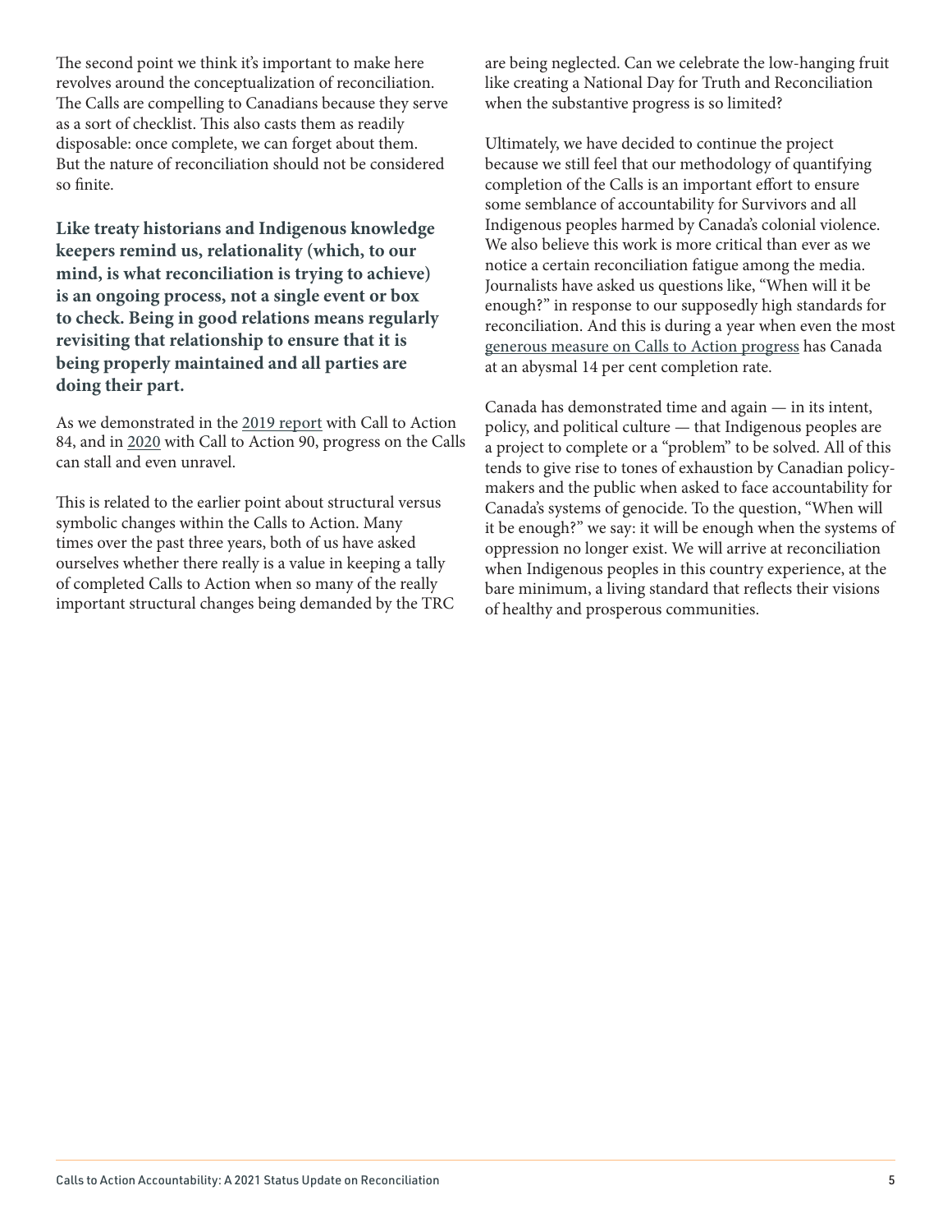The second point we think it's important to make here revolves around the conceptualization of reconciliation. The Calls are compelling to Canadians because they serve as a sort of checklist. This also casts them as readily disposable: once complete, we can forget about them. But the nature of reconciliation should not be considered so finite.

**Like treaty historians and Indigenous knowledge keepers remind us, relationality (which, to our mind, is what reconciliation is trying to achieve) is an ongoing process, not a single event or box to check. Being in good relations means regularly revisiting that relationship to ensure that it is being properly maintained and all parties are doing their part.**

As we demonstrated in the 2019 report with Call to Action 84, and in 2020 with Call to Action 90, progress on the Calls can stall and even unravel.

This is related to the earlier point about structural versus symbolic changes within the Calls to Action. Many times over the past three years, both of us have asked ourselves whether there really is a value in keeping a tally of completed Calls to Action when so many of the really important structural changes being demanded by the TRC are being neglected. Can we celebrate the low-hanging fruit like creating a National Day for Truth and Reconciliation when the substantive progress is so limited?

Ultimately, we have decided to continue the project because we still feel that our methodology of quantifying completion of the Calls is an important effort to ensure some semblance of accountability for Survivors and all Indigenous peoples harmed by Canada's colonial violence. We also believe this work is more critical than ever as we notice a certain reconciliation fatigue among the media. Journalists have asked us questions like, "When will it be enough?" in response to our supposedly high standards for reconciliation. And this is during a year when even the most generous measure on Calls to Action progress has Canada at an abysmal 14 per cent completion rate.

Canada has demonstrated time and again — in its intent, policy, and political culture — that Indigenous peoples are a project to complete or a "problem" to be solved. All of this tends to give rise to tones of exhaustion by Canadian policy-makers and the public when asked to face accountability for Canada's systems of genocide. To the question, "When will it be enough?" we say: it will be enough when the systems of oppression no longer exist. We will arrive at reconciliation when Indigenous peoples in this country experience, at the bare minimum, a living standard that reflects their visions of healthy and prosperous communities.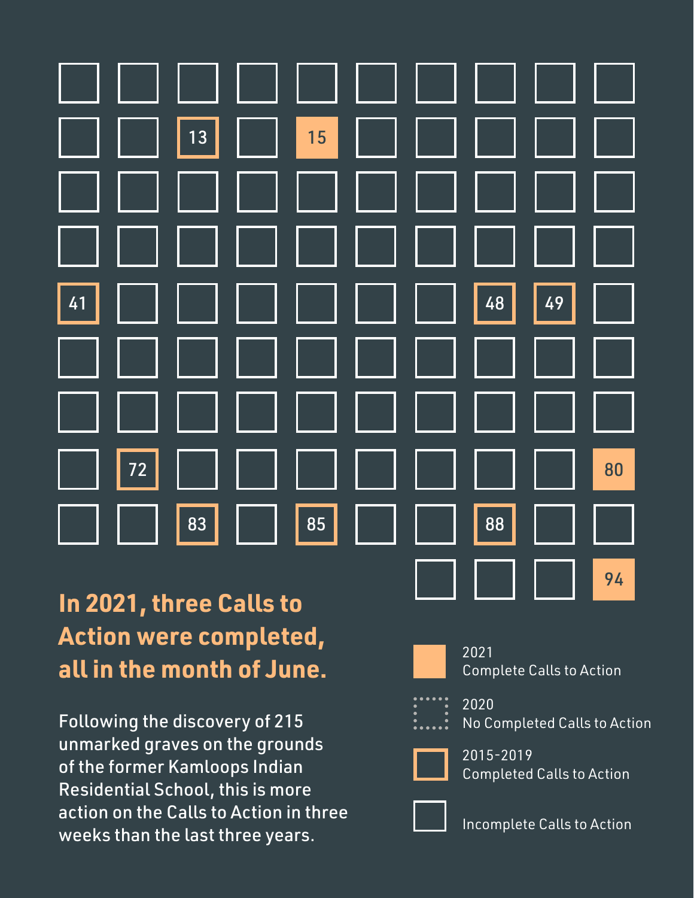13 15

41 48 49

72 80

83 85 88

94

## In 2021, three Calls to Action were completed, all in the month of June.

Following the discovery of 215 unmarked graves on the grounds of the former Kamloops Indian Residential School, this is more action on the Calls to Action in three weeks than the last three years.

- 2021 Complete Calls to Action
- 2020 No Completed Calls to Action
- 2015-2019 Completed Calls to Action
- Incomplete Calls to Action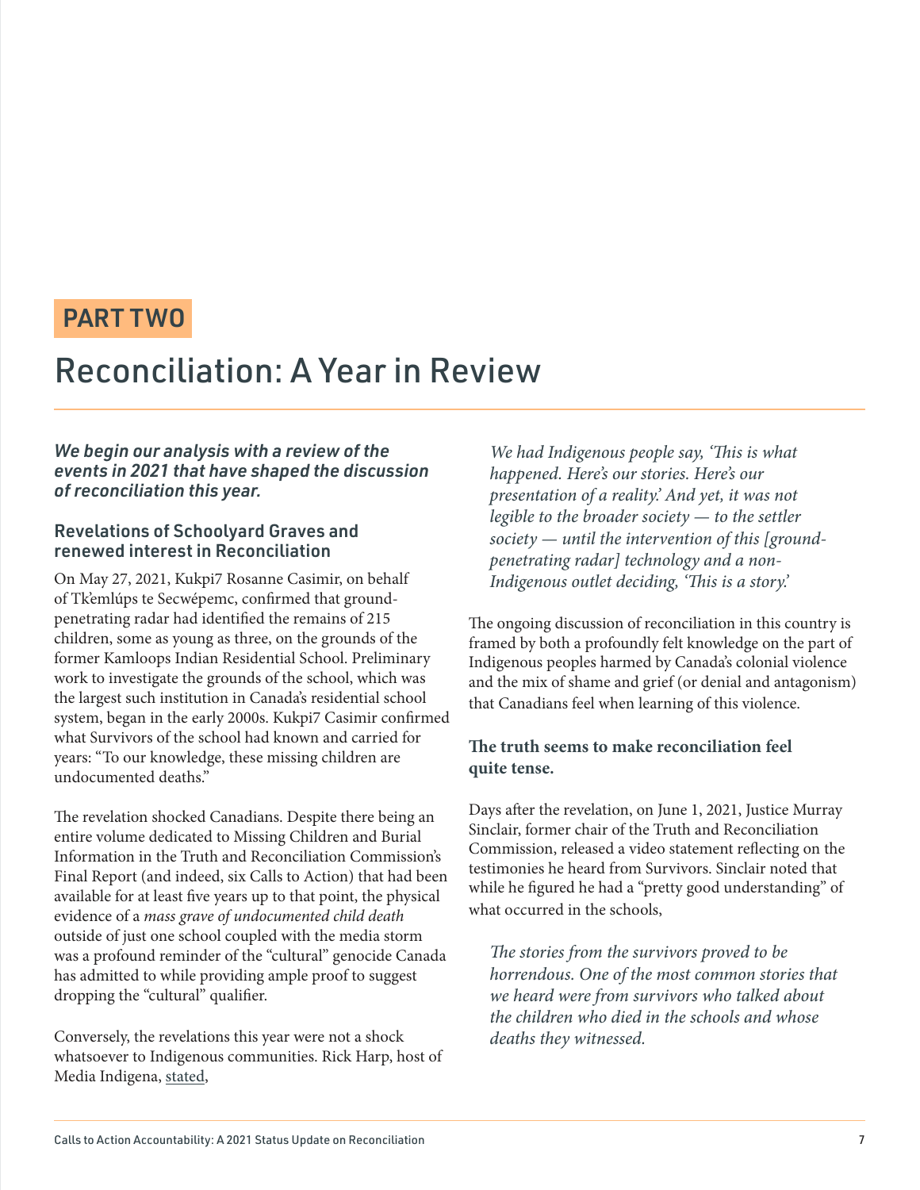PART TWO

# Reconciliation: A Year in Review

***We begin our analysis with a review of the events in 2021 that have shaped the discussion of reconciliation this year.***

## Revelations of Schoolyard Graves and renewed interest in Reconciliation

On May 27, 2021, Kukpi7 Rosanne Casimir, on behalf of Tk'emlúps te Secwépemc, confirmed that ground-penetrating radar had identified the remains of 215 children, some as young as three, on the grounds of the former Kamloops Indian Residential School. Preliminary work to investigate the grounds of the school, which was the largest such institution in Canada's residential school system, began in the early 2000s. Kukpi7 Casimir confirmed what Survivors of the school had known and carried for years: "To our knowledge, these missing children are undocumented deaths."

The revelation shocked Canadians. Despite there being an entire volume dedicated to Missing Children and Burial Information in the Truth and Reconciliation Commission's Final Report (and indeed, six Calls to Action) that had been available for at least five years up to that point, the physical evidence of a *mass grave of undocumented child death* outside of just one school coupled with the media storm was a profound reminder of the "cultural" genocide Canada has admitted to while providing ample proof to suggest dropping the "cultural" qualifier.

Conversely, the revelations this year were not a shock whatsoever to Indigenous communities. Rick Harp, host of Media Indigena, stated,

> *We had Indigenous people say, 'This is what happened. Here's our stories. Here's our presentation of a reality.' And yet, it was not legible to the broader society — to the settler society — until the intervention of this [ground-penetrating radar] technology and a non-Indigenous outlet deciding, 'This is a story.'*

The ongoing discussion of reconciliation in this country is framed by both a profoundly felt knowledge on the part of Indigenous peoples harmed by Canada's colonial violence and the mix of shame and grief (or denial and antagonism) that Canadians feel when learning of this violence.

**The truth seems to make reconciliation feel quite tense.**

Days after the revelation, on June 1, 2021, Justice Murray Sinclair, former chair of the Truth and Reconciliation Commission, released a video statement reflecting on the testimonies he heard from Survivors. Sinclair noted that while he figured he had a "pretty good understanding" of what occurred in the schools,

> *The stories from the survivors proved to be horrendous. One of the most common stories that we heard were from survivors who talked about the children who died in the schools and whose deaths they witnessed.*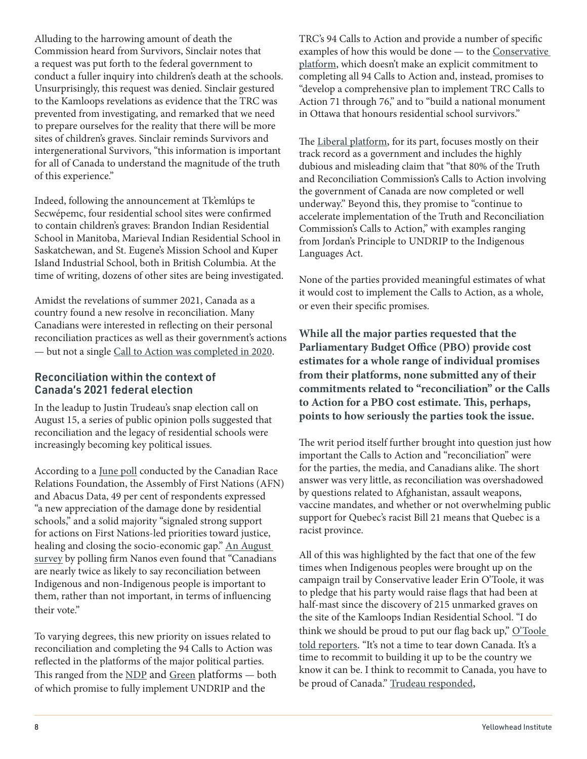Alluding to the harrowing amount of death the Commission heard from Survivors, Sinclair notes that a request was put forth to the federal government to conduct a fuller inquiry into children's death at the schools. Unsurprisingly, this request was denied. Sinclair gestured to the Kamloops revelations as evidence that the TRC was prevented from investigating, and remarked that we need to prepare ourselves for the reality that there will be more sites of children's graves. Sinclair reminds Survivors and intergenerational Survivors, "this information is important for all of Canada to understand the magnitude of the truth of this experience."

Indeed, following the announcement at Tk'emlúps te Secwépemc, four residential school sites were confirmed to contain children's graves: Brandon Indian Residential School in Manitoba, Marieval Indian Residential School in Saskatchewan, and St. Eugene's Mission School and Kuper Island Industrial School, both in British Columbia. At the time of writing, dozens of other sites are being investigated.

Amidst the revelations of summer 2021, Canada as a country found a new resolve in reconciliation. Many Canadians were interested in reflecting on their personal reconciliation practices as well as their government's actions — but not a single Call to Action was completed in 2020.

## Reconciliation within the context of Canada's 2021 federal election

In the leadup to Justin Trudeau's snap election call on August 15, a series of public opinion polls suggested that reconciliation and the legacy of residential schools were increasingly becoming key political issues.

According to a June poll conducted by the Canadian Race Relations Foundation, the Assembly of First Nations (AFN) and Abacus Data, 49 per cent of respondents expressed "a new appreciation of the damage done by residential schools," and a solid majority "signaled strong support for actions on First Nations-led priorities toward justice, healing and closing the socio-economic gap." An August survey by polling firm Nanos even found that "Canadians are nearly twice as likely to say reconciliation between Indigenous and non-Indigenous people is important to them, rather than not important, in terms of influencing their vote."

To varying degrees, this new priority on issues related to reconciliation and completing the 94 Calls to Action was reflected in the platforms of the major political parties. This ranged from the NDP and Green platforms — both of which promise to fully implement UNDRIP and the TRC's 94 Calls to Action and provide a number of specific examples of how this would be done — to the Conservative platform, which doesn't make an explicit commitment to completing all 94 Calls to Action and, instead, promises to "develop a comprehensive plan to implement TRC Calls to Action 71 through 76," and to "build a national monument in Ottawa that honours residential school survivors."

The Liberal platform, for its part, focuses mostly on their track record as a government and includes the highly dubious and misleading claim that "that 80% of the Truth and Reconciliation Commission's Calls to Action involving the government of Canada are now completed or well underway." Beyond this, they promise to "continue to accelerate implementation of the Truth and Reconciliation Commission's Calls to Action," with examples ranging from Jordan's Principle to UNDRIP to the Indigenous Languages Act.

None of the parties provided meaningful estimates of what it would cost to implement the Calls to Action, as a whole, or even their specific promises.

**While all the major parties requested that the Parliamentary Budget Office (PBO) provide cost estimates for a whole range of individual promises from their platforms, none submitted any of their commitments related to "reconciliation" or the Calls to Action for a PBO cost estimate. This, perhaps, points to how seriously the parties took the issue.**

The writ period itself further brought into question just how important the Calls to Action and "reconciliation" were for the parties, the media, and Canadians alike. The short answer was very little, as reconciliation was overshadowed by questions related to Afghanistan, assault weapons, vaccine mandates, and whether or not overwhelming public support for Quebec's racist Bill 21 means that Quebec is a racist province.

All of this was highlighted by the fact that one of the few times when Indigenous peoples were brought up on the campaign trail by Conservative leader Erin O'Toole, it was to pledge that his party would raise flags that had been at half-mast since the discovery of 215 unmarked graves on the site of the Kamloops Indian Residential School. "I do think we should be proud to put our flag back up," O'Toole told reporters. "It's not a time to tear down Canada. It's a time to recommit to building it up to be the country we know it can be. I think to recommit to Canada, you have to be proud of Canada." Trudeau responded,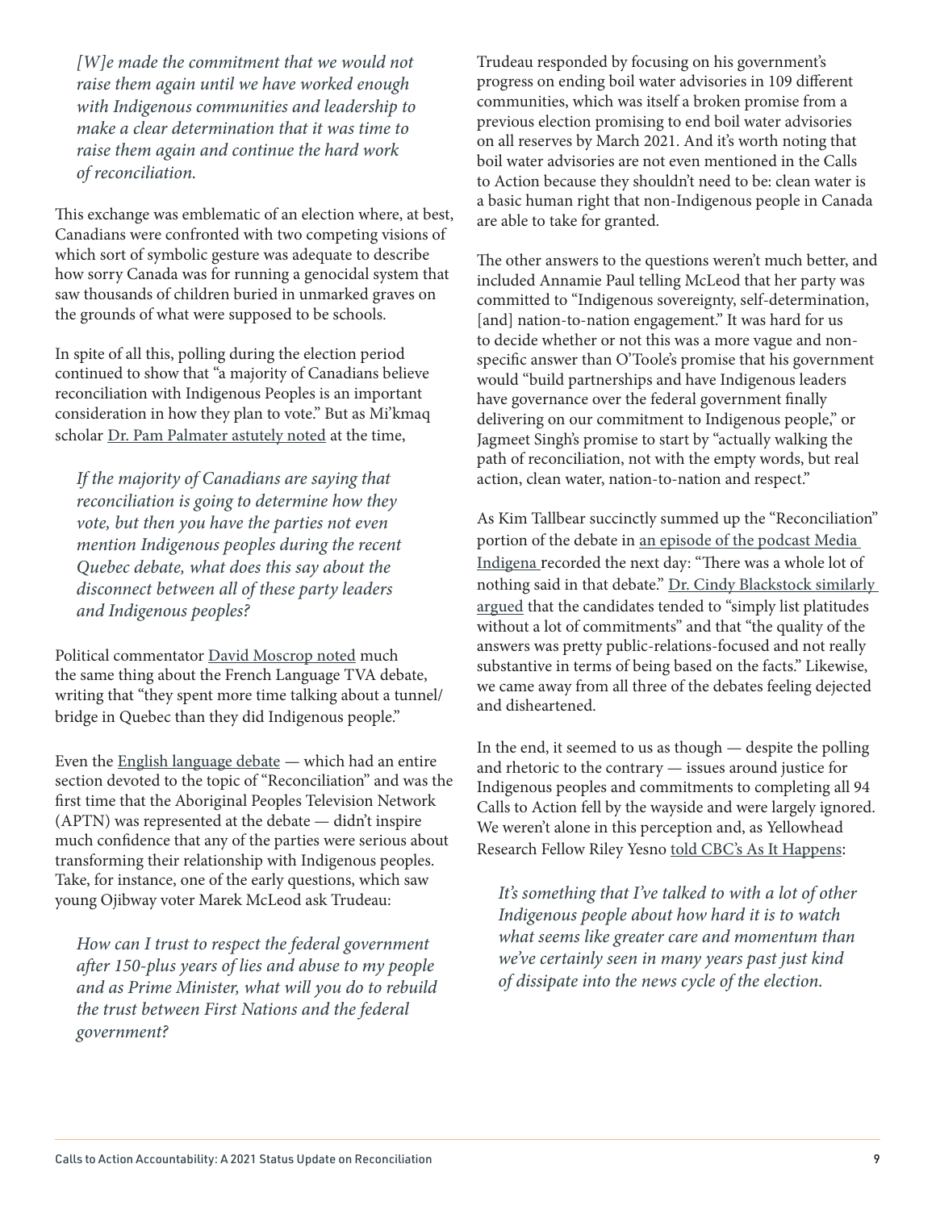*[W]e made the commitment that we would not raise them again until we have worked enough with Indigenous communities and leadership to make a clear determination that it was time to raise them again and continue the hard work of reconciliation.*

This exchange was emblematic of an election where, at best, Canadians were confronted with two competing visions of which sort of symbolic gesture was adequate to describe how sorry Canada was for running a genocidal system that saw thousands of children buried in unmarked graves on the grounds of what were supposed to be schools.

In spite of all this, polling during the election period continued to show that "a majority of Canadians believe reconciliation with Indigenous Peoples is an important consideration in how they plan to vote." But as Mi'kmaq scholar Dr. Pam Palmater astutely noted at the time,

*If the majority of Canadians are saying that reconciliation is going to determine how they vote, but then you have the parties not even mention Indigenous peoples during the recent Quebec debate, what does this say about the disconnect between all of these party leaders and Indigenous peoples?*

Political commentator David Moscrop noted much the same thing about the French Language TVA debate, writing that "they spent more time talking about a tunnel/bridge in Quebec than they did Indigenous people."

Even the English language debate — which had an entire section devoted to the topic of "Reconciliation" and was the first time that the Aboriginal Peoples Television Network (APTN) was represented at the debate — didn't inspire much confidence that any of the parties were serious about transforming their relationship with Indigenous peoples. Take, for instance, one of the early questions, which saw young Ojibway voter Marek McLeod ask Trudeau:

*How can I trust to respect the federal government after 150-plus years of lies and abuse to my people and as Prime Minister, what will you do to rebuild the trust between First Nations and the federal government?*

Trudeau responded by focusing on his government's progress on ending boil water advisories in 109 different communities, which was itself a broken promise from a previous election promising to end boil water advisories on all reserves by March 2021. And it's worth noting that boil water advisories are not even mentioned in the Calls to Action because they shouldn't need to be: clean water is a basic human right that non-Indigenous people in Canada are able to take for granted.

The other answers to the questions weren't much better, and included Annamie Paul telling McLeod that her party was committed to "Indigenous sovereignty, self-determination, [and] nation-to-nation engagement." It was hard for us to decide whether or not this was a more vague and non-specific answer than O'Toole's promise that his government would "build partnerships and have Indigenous leaders have governance over the federal government finally delivering on our commitment to Indigenous people," or Jagmeet Singh's promise to start by "actually walking the path of reconciliation, not with the empty words, but real action, clean water, nation-to-nation and respect."

As Kim Tallbear succinctly summed up the "Reconciliation" portion of the debate in an episode of the podcast Media Indigena recorded the next day: "There was a whole lot of nothing said in that debate." Dr. Cindy Blackstock similarly argued that the candidates tended to "simply list platitudes without a lot of commitments" and that "the quality of the answers was pretty public-relations-focused and not really substantive in terms of being based on the facts." Likewise, we came away from all three of the debates feeling dejected and disheartened.

In the end, it seemed to us as though — despite the polling and rhetoric to the contrary — issues around justice for Indigenous peoples and commitments to completing all 94 Calls to Action fell by the wayside and were largely ignored. We weren't alone in this perception and, as Yellowhead Research Fellow Riley Yesno told CBC's As It Happens:

*It's something that I've talked to with a lot of other Indigenous people about how hard it is to watch what seems like greater care and momentum than we've certainly seen in many years past just kind of dissipate into the news cycle of the election.*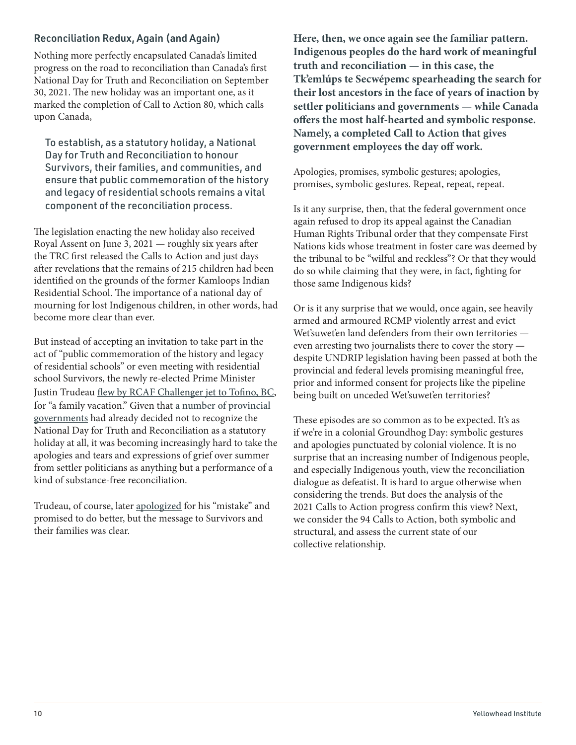### Reconciliation Redux, Again (and Again)

Nothing more perfectly encapsulated Canada's limited progress on the road to reconciliation than Canada's first National Day for Truth and Reconciliation on September 30, 2021. The new holiday was an important one, as it marked the completion of Call to Action 80, which calls upon Canada,

> To establish, as a statutory holiday, a National Day for Truth and Reconciliation to honour Survivors, their families, and communities, and ensure that public commemoration of the history and legacy of residential schools remains a vital component of the reconciliation process.

The legislation enacting the new holiday also received Royal Assent on June 3, 2021 — roughly six years after the TRC first released the Calls to Action and just days after revelations that the remains of 215 children had been identified on the grounds of the former Kamloops Indian Residential School. The importance of a national day of mourning for lost Indigenous children, in other words, had become more clear than ever.

But instead of accepting an invitation to take part in the act of "public commemoration of the history and legacy of residential schools" or even meeting with residential school Survivors, the newly re-elected Prime Minister Justin Trudeau flew by RCAF Challenger jet to Tofino, BC, for "a family vacation." Given that a number of provincial governments had already decided not to recognize the National Day for Truth and Reconciliation as a statutory holiday at all, it was becoming increasingly hard to take the apologies and tears and expressions of grief over summer from settler politicians as anything but a performance of a kind of substance-free reconciliation.

Trudeau, of course, later apologized for his "mistake" and promised to do better, but the message to Survivors and their families was clear.

**Here, then, we once again see the familiar pattern. Indigenous peoples do the hard work of meaningful truth and reconciliation — in this case, the Tk'emlúps te Secwépemc spearheading the search for their lost ancestors in the face of years of inaction by settler politicians and governments — while Canada offers the most half-hearted and symbolic response. Namely, a completed Call to Action that gives government employees the day off work.**

Apologies, promises, symbolic gestures; apologies, promises, symbolic gestures. Repeat, repeat, repeat.

Is it any surprise, then, that the federal government once again refused to drop its appeal against the Canadian Human Rights Tribunal order that they compensate First Nations kids whose treatment in foster care was deemed by the tribunal to be "wilful and reckless"? Or that they would do so while claiming that they were, in fact, fighting for those same Indigenous kids?

Or is it any surprise that we would, once again, see heavily armed and armoured RCMP violently arrest and evict Wet'suwet'en land defenders from their own territories — even arresting two journalists there to cover the story — despite UNDRIP legislation having been passed at both the provincial and federal levels promising meaningful free, prior and informed consent for projects like the pipeline being built on unceded Wet'suwet'en territories?

These episodes are so common as to be expected. It's as if we're in a colonial Groundhog Day: symbolic gestures and apologies punctuated by colonial violence. It is no surprise that an increasing number of Indigenous people, and especially Indigenous youth, view the reconciliation dialogue as defeatist. It is hard to argue otherwise when considering the trends. But does the analysis of the 2021 Calls to Action progress confirm this view? Next, we consider the 94 Calls to Action, both symbolic and structural, and assess the current state of our collective relationship.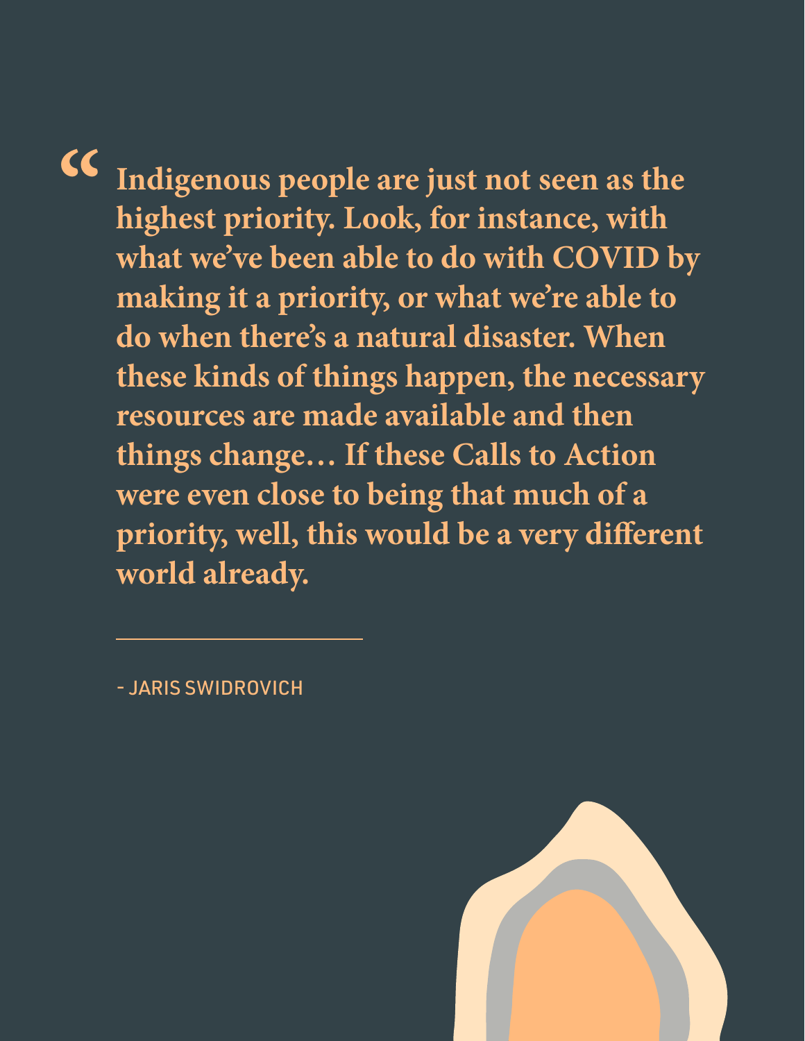> **“Indigenous people are just not seen as the highest priority. Look, for instance, with what we’ve been able to do with COVID by making it a priority, or what we’re able to do when there’s a natural disaster. When these kinds of things happen, the necessary resources are made available and then things change… If these Calls to Action were even close to being that much of a priority, well, this would be a very different world already.**

- JARIS SWIDROVICH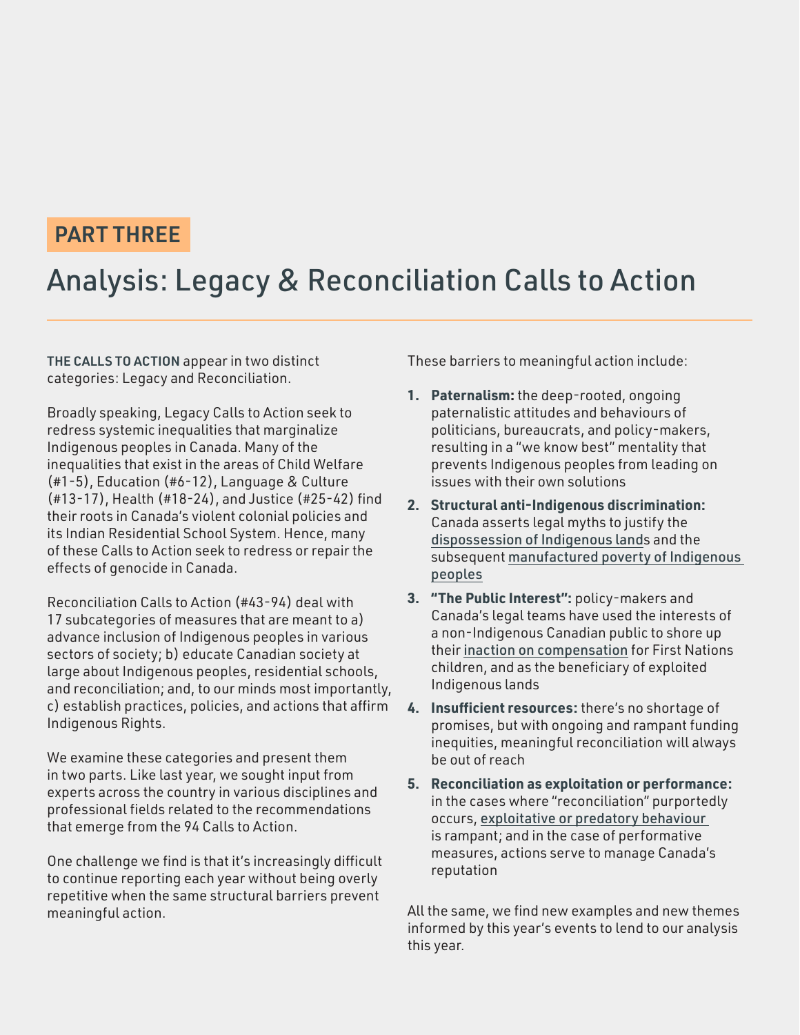PART THREE

# Analysis: Legacy & Reconciliation Calls to Action

**THE CALLS TO ACTION** appear in two distinct categories: Legacy and Reconciliation.

Broadly speaking, Legacy Calls to Action seek to redress systemic inequalities that marginalize Indigenous peoples in Canada. Many of the inequalities that exist in the areas of Child Welfare (#1-5), Education (#6-12), Language & Culture (#13-17), Health (#18-24), and Justice (#25-42) find their roots in Canada's violent colonial policies and its Indian Residential School System. Hence, many of these Calls to Action seek to redress or repair the effects of genocide in Canada.

Reconciliation Calls to Action (#43-94) deal with 17 subcategories of measures that are meant to a) advance inclusion of Indigenous peoples in various sectors of society; b) educate Canadian society at large about Indigenous peoples, residential schools, and reconciliation; and, to our minds most importantly, c) establish practices, policies, and actions that affirm Indigenous Rights.

We examine these categories and present them in two parts. Like last year, we sought input from experts across the country in various disciplines and professional fields related to the recommendations that emerge from the 94 Calls to Action.

One challenge we find is that it's increasingly difficult to continue reporting each year without being overly repetitive when the same structural barriers prevent meaningful action.

These barriers to meaningful action include:

1. **Paternalism:** the deep-rooted, ongoing paternalistic attitudes and behaviours of politicians, bureaucrats, and policy-makers, resulting in a "we know best" mentality that prevents Indigenous peoples from leading on issues with their own solutions
2. **Structural anti-Indigenous discrimination:** Canada asserts legal myths to justify the dispossession of Indigenous lands and the subsequent manufactured poverty of Indigenous peoples
3. **"The Public Interest":** policy-makers and Canada's legal teams have used the interests of a non-Indigenous Canadian public to shore up their inaction on compensation for First Nations children, and as the beneficiary of exploited Indigenous lands
4. **Insufficient resources:** there's no shortage of promises, but with ongoing and rampant funding inequities, meaningful reconciliation will always be out of reach
5. **Reconciliation as exploitation or performance:** in the cases where "reconciliation" purportedly occurs, exploitative or predatory behaviour is rampant; and in the case of performative measures, actions serve to manage Canada's reputation

All the same, we find new examples and new themes informed by this year's events to lend to our analysis this year.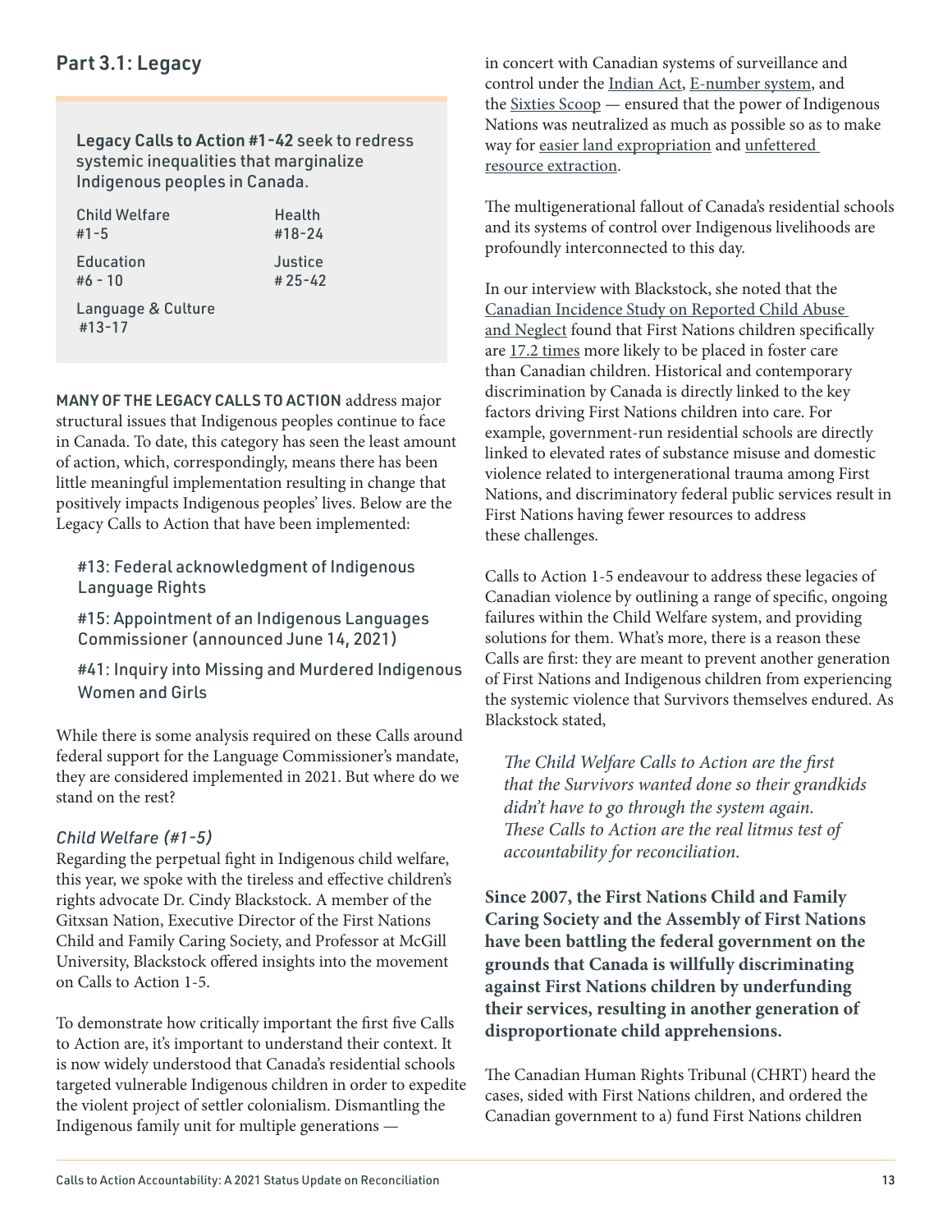## Part 3.1: Legacy

**Legacy Calls to Action #1-42** seek to redress systemic inequalities that marginalize Indigenous peoples in Canada.

| | |
|---|---|
| Child Welfare #1-5 | Health #18-24 |
| Education #6 - 10 | Justice # 25-42 |
| Language & Culture #13-17 | |

**MANY OF THE LEGACY CALLS TO ACTION** address major structural issues that Indigenous peoples continue to face in Canada. To date, this category has seen the least amount of action, which, correspondingly, means there has been little meaningful implementation resulting in change that positively impacts Indigenous peoples' lives. Below are the Legacy Calls to Action that have been implemented:

- #13: Federal acknowledgment of Indigenous Language Rights
- #15: Appointment of an Indigenous Languages Commissioner (announced June 14, 2021)
- #41: Inquiry into Missing and Murdered Indigenous Women and Girls

While there is some analysis required on these Calls around federal support for the Language Commissioner's mandate, they are considered implemented in 2021. But where do we stand on the rest?

### *Child Welfare (#1-5)*

Regarding the perpetual fight in Indigenous child welfare, this year, we spoke with the tireless and effective children's rights advocate Dr. Cindy Blackstock. A member of the Gitxsan Nation, Executive Director of the First Nations Child and Family Caring Society, and Professor at McGill University, Blackstock offered insights into the movement on Calls to Action 1-5.

To demonstrate how critically important the first five Calls to Action are, it's important to understand their context. It is now widely understood that Canada's residential schools targeted vulnerable Indigenous children in order to expedite the violent project of settler colonialism. Dismantling the Indigenous family unit for multiple generations — in concert with Canadian systems of surveillance and control under the Indian Act, E-number system, and the Sixties Scoop — ensured that the power of Indigenous Nations was neutralized as much as possible so as to make way for easier land expropriation and unfettered resource extraction.

The multigenerational fallout of Canada's residential schools and its systems of control over Indigenous livelihoods are profoundly interconnected to this day.

In our interview with Blackstock, she noted that the Canadian Incidence Study on Reported Child Abuse and Neglect found that First Nations children specifically are 17.2 times more likely to be placed in foster care than Canadian children. Historical and contemporary discrimination by Canada is directly linked to the key factors driving First Nations children into care. For example, government-run residential schools are directly linked to elevated rates of substance misuse and domestic violence related to intergenerational trauma among First Nations, and discriminatory federal public services result in First Nations having fewer resources to address these challenges.

Calls to Action 1-5 endeavour to address these legacies of Canadian violence by outlining a range of specific, ongoing failures within the Child Welfare system, and providing solutions for them. What's more, there is a reason these Calls are first: they are meant to prevent another generation of First Nations and Indigenous children from experiencing the systemic violence that Survivors themselves endured. As Blackstock stated,

> *The Child Welfare Calls to Action are the first that the Survivors wanted done so their grandkids didn't have to go through the system again. These Calls to Action are the real litmus test of accountability for reconciliation.*

**Since 2007, the First Nations Child and Family Caring Society and the Assembly of First Nations have been battling the federal government on the grounds that Canada is willfully discriminating against First Nations children by underfunding their services, resulting in another generation of disproportionate child apprehensions.**

The Canadian Human Rights Tribunal (CHRT) heard the cases, sided with First Nations children, and ordered the Canadian government to a) fund First Nations children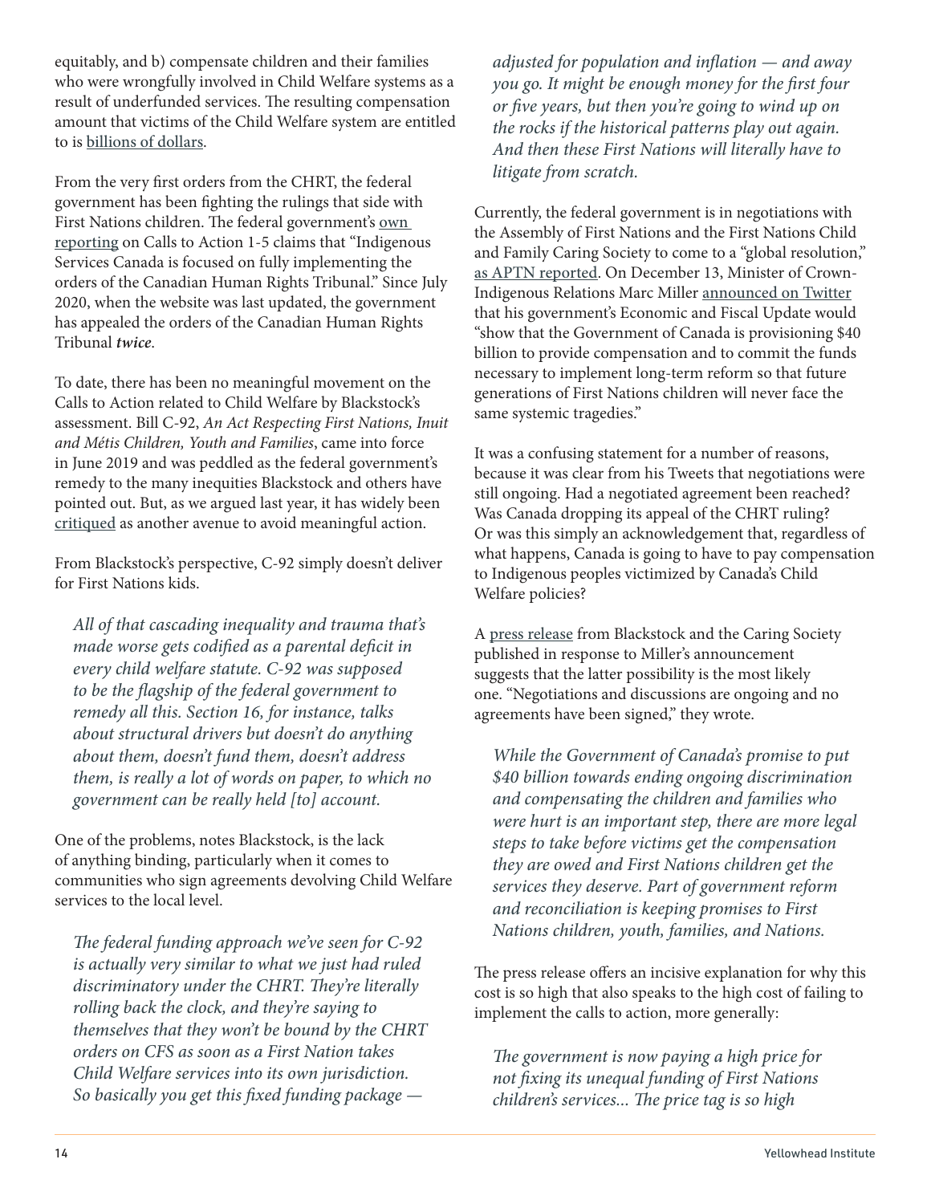equitably, and b) compensate children and their families who were wrongfully involved in Child Welfare systems as a result of underfunded services. The resulting compensation amount that victims of the Child Welfare system are entitled to is billions of dollars.

From the very first orders from the CHRT, the federal government has been fighting the rulings that side with First Nations children. The federal government's own reporting on Calls to Action 1-5 claims that "Indigenous Services Canada is focused on fully implementing the orders of the Canadian Human Rights Tribunal." Since July 2020, when the website was last updated, the government has appealed the orders of the Canadian Human Rights Tribunal ***twice***.

To date, there has been no meaningful movement on the Calls to Action related to Child Welfare by Blackstock's assessment. Bill C-92, *An Act Respecting First Nations, Inuit and Métis Children, Youth and Families*, came into force in June 2019 and was peddled as the federal government's remedy to the many inequities Blackstock and others have pointed out. But, as we argued last year, it has widely been critiqued as another avenue to avoid meaningful action.

From Blackstock's perspective, C-92 simply doesn't deliver for First Nations kids.

> *All of that cascading inequality and trauma that's made worse gets codified as a parental deficit in every child welfare statute. C-92 was supposed to be the flagship of the federal government to remedy all this. Section 16, for instance, talks about structural drivers but doesn't do anything about them, doesn't fund them, doesn't address them, is really a lot of words on paper, to which no government can be really held [to] account.*

One of the problems, notes Blackstock, is the lack of anything binding, particularly when it comes to communities who sign agreements devolving Child Welfare services to the local level.

> *The federal funding approach we've seen for C-92 is actually very similar to what we just had ruled discriminatory under the CHRT. They're literally rolling back the clock, and they're saying to themselves that they won't be bound by the CHRT orders on CFS as soon as a First Nation takes Child Welfare services into its own jurisdiction. So basically you get this fixed funding package — adjusted for population and inflation — and away you go. It might be enough money for the first four or five years, but then you're going to wind up on the rocks if the historical patterns play out again. And then these First Nations will literally have to litigate from scratch.*

Currently, the federal government is in negotiations with the Assembly of First Nations and the First Nations Child and Family Caring Society to come to a "global resolution," as APTN reported. On December 13, Minister of Crown-Indigenous Relations Marc Miller announced on Twitter that his government's Economic and Fiscal Update would "show that the Government of Canada is provisioning $40 billion to provide compensation and to commit the funds necessary to implement long-term reform so that future generations of First Nations children will never face the same systemic tragedies."

It was a confusing statement for a number of reasons, because it was clear from his Tweets that negotiations were still ongoing. Had a negotiated agreement been reached? Was Canada dropping its appeal of the CHRT ruling? Or was this simply an acknowledgement that, regardless of what happens, Canada is going to have to pay compensation to Indigenous peoples victimized by Canada's Child Welfare policies?

A press release from Blackstock and the Caring Society published in response to Miller's announcement suggests that the latter possibility is the most likely one. "Negotiations and discussions are ongoing and no agreements have been signed," they wrote.

> *While the Government of Canada's promise to put $40 billion towards ending ongoing discrimination and compensating the children and families who were hurt is an important step, there are more legal steps to take before victims get the compensation they are owed and First Nations children get the services they deserve. Part of government reform and reconciliation is keeping promises to First Nations children, youth, families, and Nations.*

The press release offers an incisive explanation for why this cost is so high that also speaks to the high cost of failing to implement the calls to action, more generally:

> *The government is now paying a high price for not fixing its unequal funding of First Nations children's services... The price tag is so high*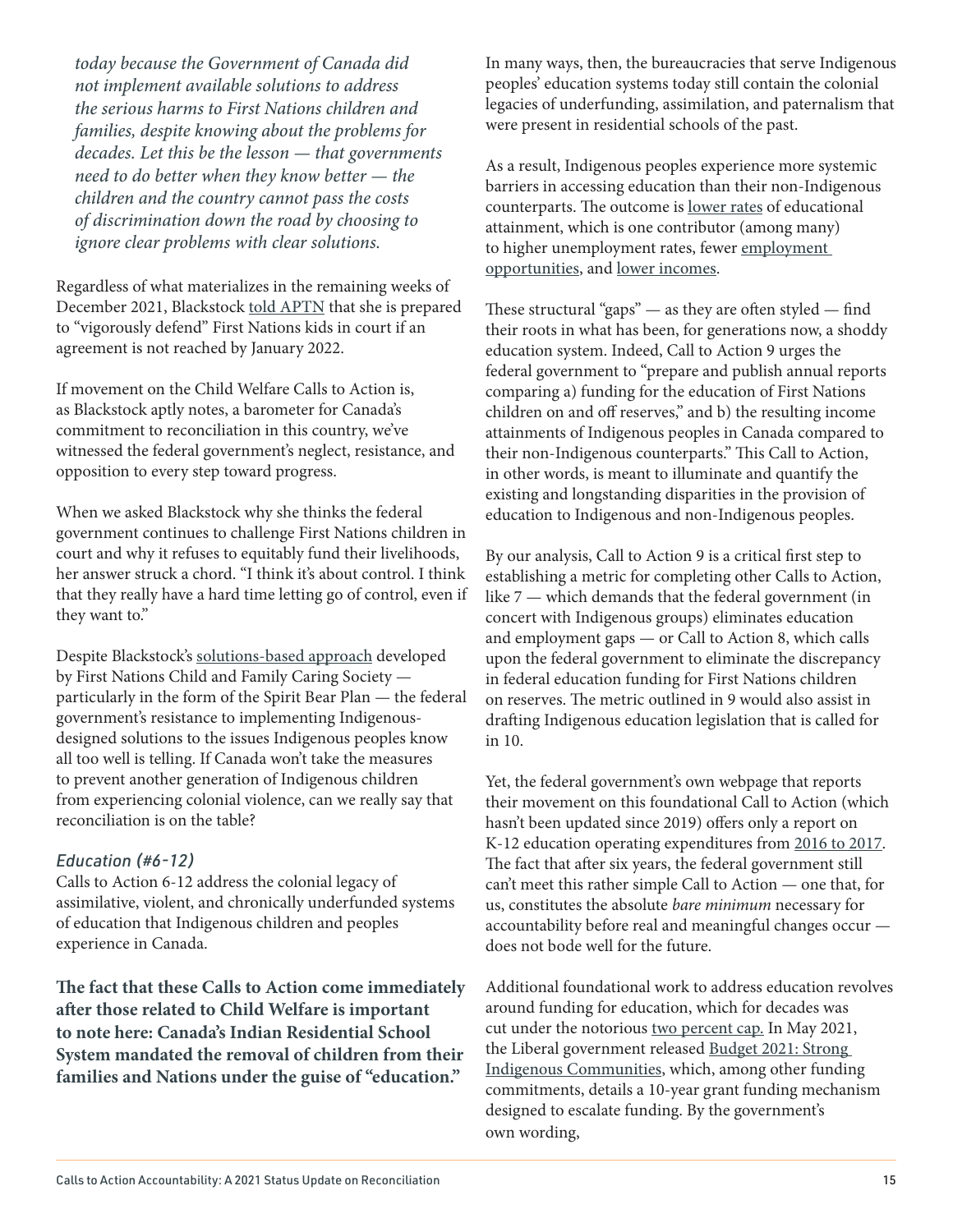*today because the Government of Canada did not implement available solutions to address the serious harms to First Nations children and families, despite knowing about the problems for decades. Let this be the lesson — that governments need to do better when they know better — the children and the country cannot pass the costs of discrimination down the road by choosing to ignore clear problems with clear solutions.*

Regardless of what materializes in the remaining weeks of December 2021, Blackstock told APTN that she is prepared to "vigorously defend" First Nations kids in court if an agreement is not reached by January 2022.

If movement on the Child Welfare Calls to Action is, as Blackstock aptly notes, a barometer for Canada's commitment to reconciliation in this country, we've witnessed the federal government's neglect, resistance, and opposition to every step toward progress.

When we asked Blackstock why she thinks the federal government continues to challenge First Nations children in court and why it refuses to equitably fund their livelihoods, her answer struck a chord. "I think it's about control. I think that they really have a hard time letting go of control, even if they want to."

Despite Blackstock's solutions-based approach developed by First Nations Child and Family Caring Society — particularly in the form of the Spirit Bear Plan — the federal government's resistance to implementing Indigenous-designed solutions to the issues Indigenous peoples know all too well is telling. If Canada won't take the measures to prevent another generation of Indigenous children from experiencing colonial violence, can we really say that reconciliation is on the table?

### *Education (#6-12)*

Calls to Action 6-12 address the colonial legacy of assimilative, violent, and chronically underfunded systems of education that Indigenous children and peoples experience in Canada.

**The fact that these Calls to Action come immediately after those related to Child Welfare is important to note here: Canada's Indian Residential School System mandated the removal of children from their families and Nations under the guise of "education."**

In many ways, then, the bureaucracies that serve Indigenous peoples' education systems today still contain the colonial legacies of underfunding, assimilation, and paternalism that were present in residential schools of the past.

As a result, Indigenous peoples experience more systemic barriers in accessing education than their non-Indigenous counterparts. The outcome is lower rates of educational attainment, which is one contributor (among many) to higher unemployment rates, fewer employment opportunities, and lower incomes.

These structural "gaps" — as they are often styled — find their roots in what has been, for generations now, a shoddy education system. Indeed, Call to Action 9 urges the federal government to "prepare and publish annual reports comparing a) funding for the education of First Nations children on and off reserves," and b) the resulting income attainments of Indigenous peoples in Canada compared to their non-Indigenous counterparts." This Call to Action, in other words, is meant to illuminate and quantify the existing and longstanding disparities in the provision of education to Indigenous and non-Indigenous peoples.

By our analysis, Call to Action 9 is a critical first step to establishing a metric for completing other Calls to Action, like 7 — which demands that the federal government (in concert with Indigenous groups) eliminates education and employment gaps — or Call to Action 8, which calls upon the federal government to eliminate the discrepancy in federal education funding for First Nations children on reserves. The metric outlined in 9 would also assist in drafting Indigenous education legislation that is called for in 10.

Yet, the federal government's own webpage that reports their movement on this foundational Call to Action (which hasn't been updated since 2019) offers only a report on K-12 education operating expenditures from 2016 to 2017. The fact that after six years, the federal government still can't meet this rather simple Call to Action — one that, for us, constitutes the absolute *bare minimum* necessary for accountability before real and meaningful changes occur — does not bode well for the future.

Additional foundational work to address education revolves around funding for education, which for decades was cut under the notorious two percent cap. In May 2021, the Liberal government released Budget 2021: Strong Indigenous Communities, which, among other funding commitments, details a 10-year grant funding mechanism designed to escalate funding. By the government's own wording,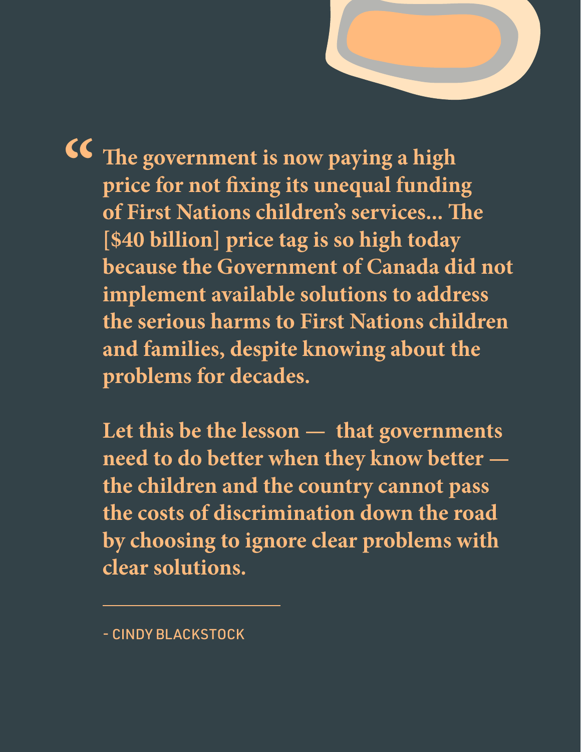> **"The government is now paying a high price for not fixing its unequal funding of First Nations children's services... The [$40 billion] price tag is so high today because the Government of Canada did not implement available solutions to address the serious harms to First Nations children and families, despite knowing about the problems for decades.**
>
> **Let this be the lesson — that governments need to do better when they know better — the children and the country cannot pass the costs of discrimination down the road by choosing to ignore clear problems with clear solutions.**

---

\- CINDY BLACKSTOCK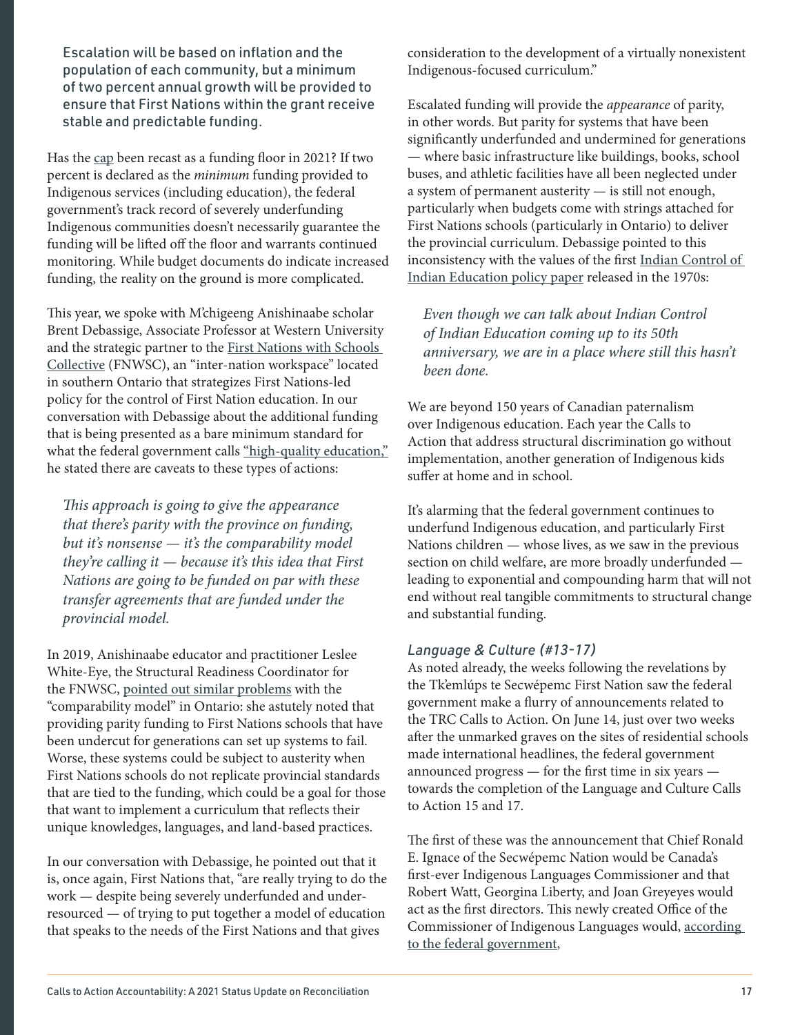> Escalation will be based on inflation and the population of each community, but a minimum of two percent annual growth will be provided to ensure that First Nations within the grant receive stable and predictable funding.

Has the cap been recast as a funding floor in 2021? If two percent is declared as the *minimum* funding provided to Indigenous services (including education), the federal government's track record of severely underfunding Indigenous communities doesn't necessarily guarantee the funding will be lifted off the floor and warrants continued monitoring. While budget documents do indicate increased funding, the reality on the ground is more complicated.

This year, we spoke with M'chigeeng Anishinaabe scholar Brent Debassige, Associate Professor at Western University and the strategic partner to the First Nations with Schools Collective (FNWSC), an "inter-nation workspace" located in southern Ontario that strategizes First Nations-led policy for the control of First Nation education. In our conversation with Debassige about the additional funding that is being presented as a bare minimum standard for what the federal government calls "high-quality education," he stated there are caveats to these types of actions:

> *This approach is going to give the appearance that there's parity with the province on funding, but it's nonsense — it's the comparability model they're calling it — because it's this idea that First Nations are going to be funded on par with these transfer agreements that are funded under the provincial model.*

In 2019, Anishinaabe educator and practitioner Leslee White-Eye, the Structural Readiness Coordinator for the FNWSC, pointed out similar problems with the "comparability model" in Ontario: she astutely noted that providing parity funding to First Nations schools that have been undercut for generations can set up systems to fail. Worse, these systems could be subject to austerity when First Nations schools do not replicate provincial standards that are tied to the funding, which could be a goal for those that want to implement a curriculum that reflects their unique knowledges, languages, and land-based practices.

In our conversation with Debassige, he pointed out that it is, once again, First Nations that, "are really trying to do the work — despite being severely underfunded and under-resourced — of trying to put together a model of education that speaks to the needs of the First Nations and that gives consideration to the development of a virtually nonexistent Indigenous-focused curriculum."

Escalated funding will provide the *appearance* of parity, in other words. But parity for systems that have been significantly underfunded and undermined for generations — where basic infrastructure like buildings, books, school buses, and athletic facilities have all been neglected under a system of permanent austerity — is still not enough, particularly when budgets come with strings attached for First Nations schools (particularly in Ontario) to deliver the provincial curriculum. Debassige pointed to this inconsistency with the values of the first Indian Control of Indian Education policy paper released in the 1970s:

> *Even though we can talk about Indian Control of Indian Education coming up to its 50th anniversary, we are in a place where still this hasn't been done.*

We are beyond 150 years of Canadian paternalism over Indigenous education. Each year the Calls to Action that address structural discrimination go without implementation, another generation of Indigenous kids suffer at home and in school.

It's alarming that the federal government continues to underfund Indigenous education, and particularly First Nations children — whose lives, as we saw in the previous section on child welfare, are more broadly underfunded — leading to exponential and compounding harm that will not end without real tangible commitments to structural change and substantial funding.

### *Language & Culture (#13-17)*

As noted already, the weeks following the revelations by the Tk'emlúps te Secwépemc First Nation saw the federal government make a flurry of announcements related to the TRC Calls to Action. On June 14, just over two weeks after the unmarked graves on the sites of residential schools made international headlines, the federal government announced progress — for the first time in six years — towards the completion of the Language and Culture Calls to Action 15 and 17.

The first of these was the announcement that Chief Ronald E. Ignace of the Secwépemc Nation would be Canada's first-ever Indigenous Languages Commissioner and that Robert Watt, Georgina Liberty, and Joan Greyeyes would act as the first directors. This newly created Office of the Commissioner of Indigenous Languages would, according to the federal government,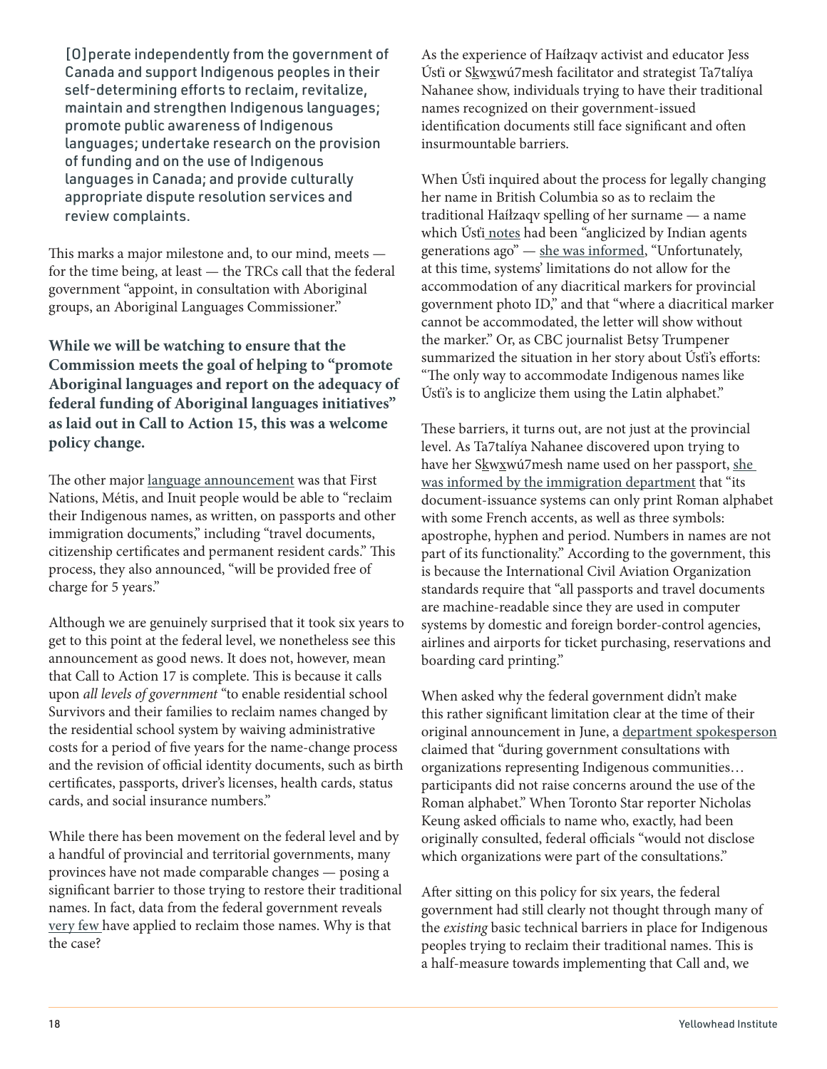> [O]perate independently from the government of Canada and support Indigenous peoples in their self-determining efforts to reclaim, revitalize, maintain and strengthen Indigenous languages; promote public awareness of Indigenous languages; undertake research on the provision of funding and on the use of Indigenous languages in Canada; and provide culturally appropriate dispute resolution services and review complaints.

This marks a major milestone and, to our mind, meets — for the time being, at least — the TRCs call that the federal government "appoint, in consultation with Aboriginal groups, an Aboriginal Languages Commissioner."

**While we will be watching to ensure that the Commission meets the goal of helping to "promote Aboriginal languages and report on the adequacy of federal funding of Aboriginal languages initiatives" as laid out in Call to Action 15, this was a welcome policy change.**

The other major language announcement was that First Nations, Métis, and Inuit people would be able to "reclaim their Indigenous names, as written, on passports and other immigration documents," including "travel documents, citizenship certificates and permanent resident cards." This process, they also announced, "will be provided free of charge for 5 years."

Although we are genuinely surprised that it took six years to get to this point at the federal level, we nonetheless see this announcement as good news. It does not, however, mean that Call to Action 17 is complete. This is because it calls upon *all levels of government* "to enable residential school Survivors and their families to reclaim names changed by the residential school system by waiving administrative costs for a period of five years for the name-change process and the revision of official identity documents, such as birth certificates, passports, driver's licenses, health cards, status cards, and social insurance numbers."

While there has been movement on the federal level and by a handful of provincial and territorial governments, many provinces have not made comparable changes — posing a significant barrier to those trying to restore their traditional names. In fact, data from the federal government reveals very few have applied to reclaim those names. Why is that the case?

As the experience of Haíłzaqv activist and educator Jess Úsťi or Sḵwx̱wú7mesh facilitator and strategist Ta7talíya Nahanee show, individuals trying to have their traditional names recognized on their government-issued identification documents still face significant and often insurmountable barriers.

When Úsťi inquired about the process for legally changing her name in British Columbia so as to reclaim the traditional Haíłzaqv spelling of her surname — a name which Úsťi notes had been "anglicized by Indian agents generations ago" — she was informed, "Unfortunately, at this time, systems' limitations do not allow for the accommodation of any diacritical markers for provincial government photo ID," and that "where a diacritical marker cannot be accommodated, the letter will show without the marker." Or, as CBC journalist Betsy Trumpener summarized the situation in her story about Úsťi's efforts: "The only way to accommodate Indigenous names like Úsťi's is to anglicize them using the Latin alphabet."

These barriers, it turns out, are not just at the provincial level. As Ta7talíya Nahanee discovered upon trying to have her Sḵwx̱wú7mesh name used on her passport, she was informed by the immigration department that "its document-issuance systems can only print Roman alphabet with some French accents, as well as three symbols: apostrophe, hyphen and period. Numbers in names are not part of its functionality." According to the government, this is because the International Civil Aviation Organization standards require that "all passports and travel documents are machine-readable since they are used in computer systems by domestic and foreign border-control agencies, airlines and airports for ticket purchasing, reservations and boarding card printing."

When asked why the federal government didn't make this rather significant limitation clear at the time of their original announcement in June, a department spokesperson claimed that "during government consultations with organizations representing Indigenous communities… participants did not raise concerns around the use of the Roman alphabet." When Toronto Star reporter Nicholas Keung asked officials to name who, exactly, had been originally consulted, federal officials "would not disclose which organizations were part of the consultations."

After sitting on this policy for six years, the federal government had still clearly not thought through many of the *existing* basic technical barriers in place for Indigenous peoples trying to reclaim their traditional names. This is a half-measure towards implementing that Call and, we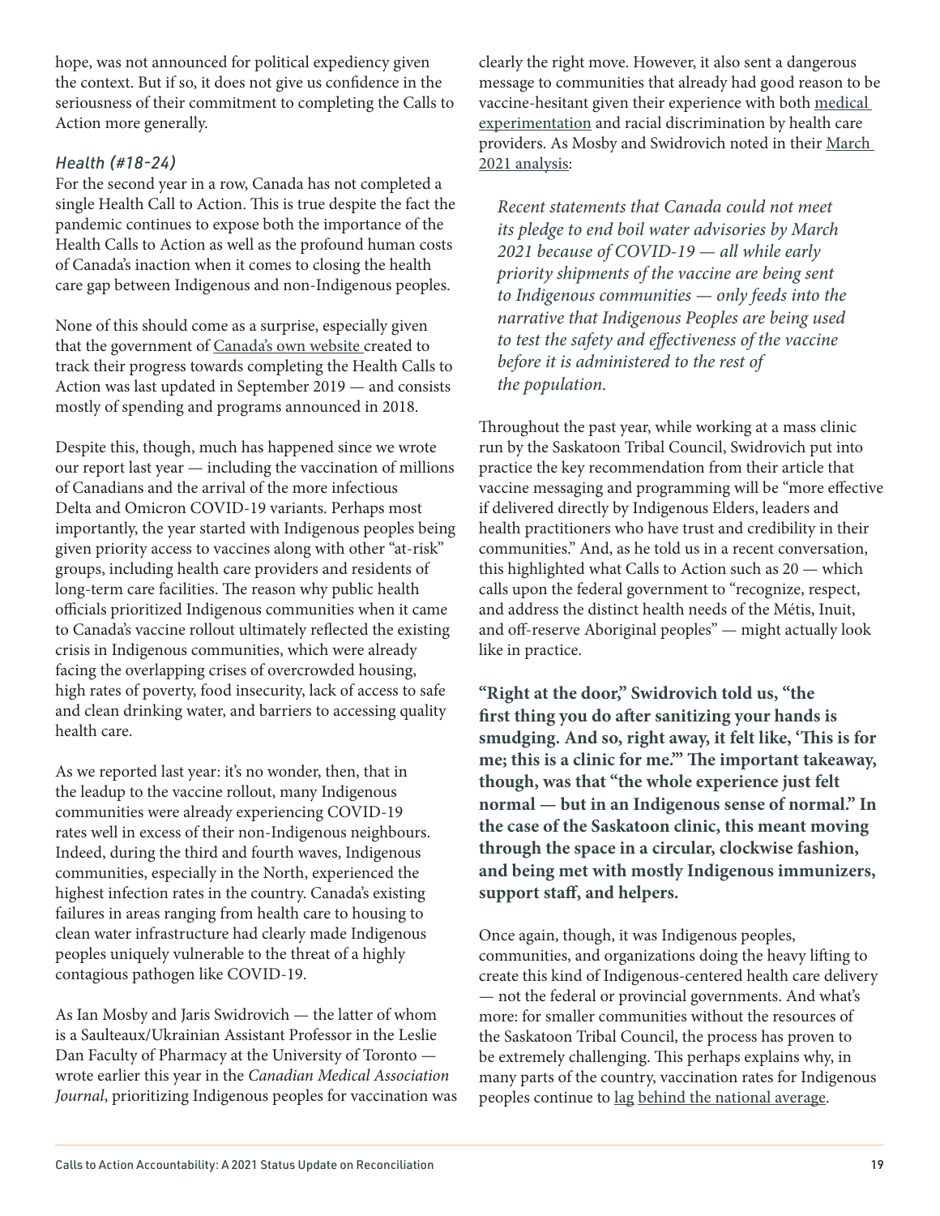hope, was not announced for political expediency given the context. But if so, it does not give us confidence in the seriousness of their commitment to completing the Calls to Action more generally.

### *Health (#18-24)*

For the second year in a row, Canada has not completed a single Health Call to Action. This is true despite the fact the pandemic continues to expose both the importance of the Health Calls to Action as well as the profound human costs of Canada's inaction when it comes to closing the health care gap between Indigenous and non-Indigenous peoples.

None of this should come as a surprise, especially given that the government of Canada's own website created to track their progress towards completing the Health Calls to Action was last updated in September 2019 — and consists mostly of spending and programs announced in 2018.

Despite this, though, much has happened since we wrote our report last year — including the vaccination of millions of Canadians and the arrival of the more infectious Delta and Omicron COVID-19 variants. Perhaps most importantly, the year started with Indigenous peoples being given priority access to vaccines along with other "at-risk" groups, including health care providers and residents of long-term care facilities. The reason why public health officials prioritized Indigenous communities when it came to Canada's vaccine rollout ultimately reflected the existing crisis in Indigenous communities, which were already facing the overlapping crises of overcrowded housing, high rates of poverty, food insecurity, lack of access to safe and clean drinking water, and barriers to accessing quality health care.

As we reported last year: it's no wonder, then, that in the leadup to the vaccine rollout, many Indigenous communities were already experiencing COVID-19 rates well in excess of their non-Indigenous neighbours. Indeed, during the third and fourth waves, Indigenous communities, especially in the North, experienced the highest infection rates in the country. Canada's existing failures in areas ranging from health care to housing to clean water infrastructure had clearly made Indigenous peoples uniquely vulnerable to the threat of a highly contagious pathogen like COVID-19.

As Ian Mosby and Jaris Swidrovich — the latter of whom is a Saulteaux/Ukrainian Assistant Professor in the Leslie Dan Faculty of Pharmacy at the University of Toronto — wrote earlier this year in the *Canadian Medical Association Journal*, prioritizing Indigenous peoples for vaccination was clearly the right move. However, it also sent a dangerous message to communities that already had good reason to be vaccine-hesitant given their experience with both medical experimentation and racial discrimination by health care providers. As Mosby and Swidrovich noted in their March 2021 analysis:

> *Recent statements that Canada could not meet its pledge to end boil water advisories by March 2021 because of COVID-19 — all while early priority shipments of the vaccine are being sent to Indigenous communities — only feeds into the narrative that Indigenous Peoples are being used to test the safety and effectiveness of the vaccine before it is administered to the rest of the population.*

Throughout the past year, while working at a mass clinic run by the Saskatoon Tribal Council, Swidrovich put into practice the key recommendation from their article that vaccine messaging and programming will be "more effective if delivered directly by Indigenous Elders, leaders and health practitioners who have trust and credibility in their communities." And, as he told us in a recent conversation, this highlighted what Calls to Action such as 20 — which calls upon the federal government to "recognize, respect, and address the distinct health needs of the Métis, Inuit, and off-reserve Aboriginal peoples" — might actually look like in practice.

**"Right at the door," Swidrovich told us, "the first thing you do after sanitizing your hands is smudging. And so, right away, it felt like, 'This is for me; this is a clinic for me.'" The important takeaway, though, was that "the whole experience just felt normal — but in an Indigenous sense of normal." In the case of the Saskatoon clinic, this meant moving through the space in a circular, clockwise fashion, and being met with mostly Indigenous immunizers, support staff, and helpers.**

Once again, though, it was Indigenous peoples, communities, and organizations doing the heavy lifting to create this kind of Indigenous-centered health care delivery — not the federal or provincial governments. And what's more: for smaller communities without the resources of the Saskatoon Tribal Council, the process has proven to be extremely challenging. This perhaps explains why, in many parts of the country, vaccination rates for Indigenous peoples continue to lag behind the national average.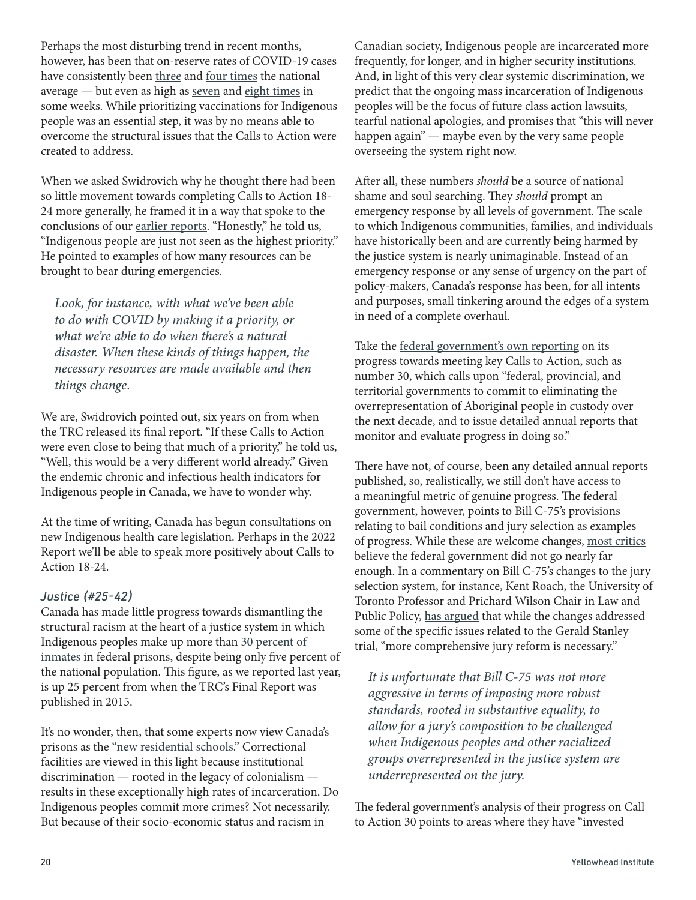Perhaps the most disturbing trend in recent months, however, has been that on-reserve rates of COVID-19 cases have consistently been three and four times the national average — but even as high as seven and eight times in some weeks. While prioritizing vaccinations for Indigenous people was an essential step, it was by no means able to overcome the structural issues that the Calls to Action were created to address.

When we asked Swidrovich why he thought there had been so little movement towards completing Calls to Action 18-24 more generally, he framed it in a way that spoke to the conclusions of our earlier reports. "Honestly," he told us, "Indigenous people are just not seen as the highest priority." He pointed to examples of how many resources can be brought to bear during emergencies.

> *Look, for instance, with what we've been able to do with COVID by making it a priority, or what we're able to do when there's a natural disaster. When these kinds of things happen, the necessary resources are made available and then things change.*

We are, Swidrovich pointed out, six years on from when the TRC released its final report. "If these Calls to Action were even close to being that much of a priority," he told us, "Well, this would be a very different world already." Given the endemic chronic and infectious health indicators for Indigenous people in Canada, we have to wonder why.

At the time of writing, Canada has begun consultations on new Indigenous health care legislation. Perhaps in the 2022 Report we'll be able to speak more positively about Calls to Action 18-24.

### *Justice (#25-42)*

Canada has made little progress towards dismantling the structural racism at the heart of a justice system in which Indigenous peoples make up more than 30 percent of inmates in federal prisons, despite being only five percent of the national population. This figure, as we reported last year, is up 25 percent from when the TRC's Final Report was published in 2015.

It's no wonder, then, that some experts now view Canada's prisons as the "new residential schools." Correctional facilities are viewed in this light because institutional discrimination — rooted in the legacy of colonialism — results in these exceptionally high rates of incarceration. Do Indigenous peoples commit more crimes? Not necessarily. But because of their socio-economic status and racism in Canadian society, Indigenous people are incarcerated more frequently, for longer, and in higher security institutions. And, in light of this very clear systemic discrimination, we predict that the ongoing mass incarceration of Indigenous peoples will be the focus of future class action lawsuits, tearful national apologies, and promises that "this will never happen again" — maybe even by the very same people overseeing the system right now.

After all, these numbers *should* be a source of national shame and soul searching. They *should* prompt an emergency response by all levels of government. The scale to which Indigenous communities, families, and individuals have historically been and are currently being harmed by the justice system is nearly unimaginable. Instead of an emergency response or any sense of urgency on the part of policy-makers, Canada's response has been, for all intents and purposes, small tinkering around the edges of a system in need of a complete overhaul.

Take the federal government's own reporting on its progress towards meeting key Calls to Action, such as number 30, which calls upon "federal, provincial, and territorial governments to commit to eliminating the overrepresentation of Aboriginal people in custody over the next decade, and to issue detailed annual reports that monitor and evaluate progress in doing so."

There have not, of course, been any detailed annual reports published, so, realistically, we still don't have access to a meaningful metric of genuine progress. The federal government, however, points to Bill C-75's provisions relating to bail conditions and jury selection as examples of progress. While these are welcome changes, most critics believe the federal government did not go nearly far enough. In a commentary on Bill C-75's changes to the jury selection system, for instance, Kent Roach, the University of Toronto Professor and Prichard Wilson Chair in Law and Public Policy, has argued that while the changes addressed some of the specific issues related to the Gerald Stanley trial, "more comprehensive jury reform is necessary."

> *It is unfortunate that Bill C-75 was not more aggressive in terms of imposing more robust standards, rooted in substantive equality, to allow for a jury's composition to be challenged when Indigenous peoples and other racialized groups overrepresented in the justice system are underrepresented on the jury.*

The federal government's analysis of their progress on Call to Action 30 points to areas where they have "invested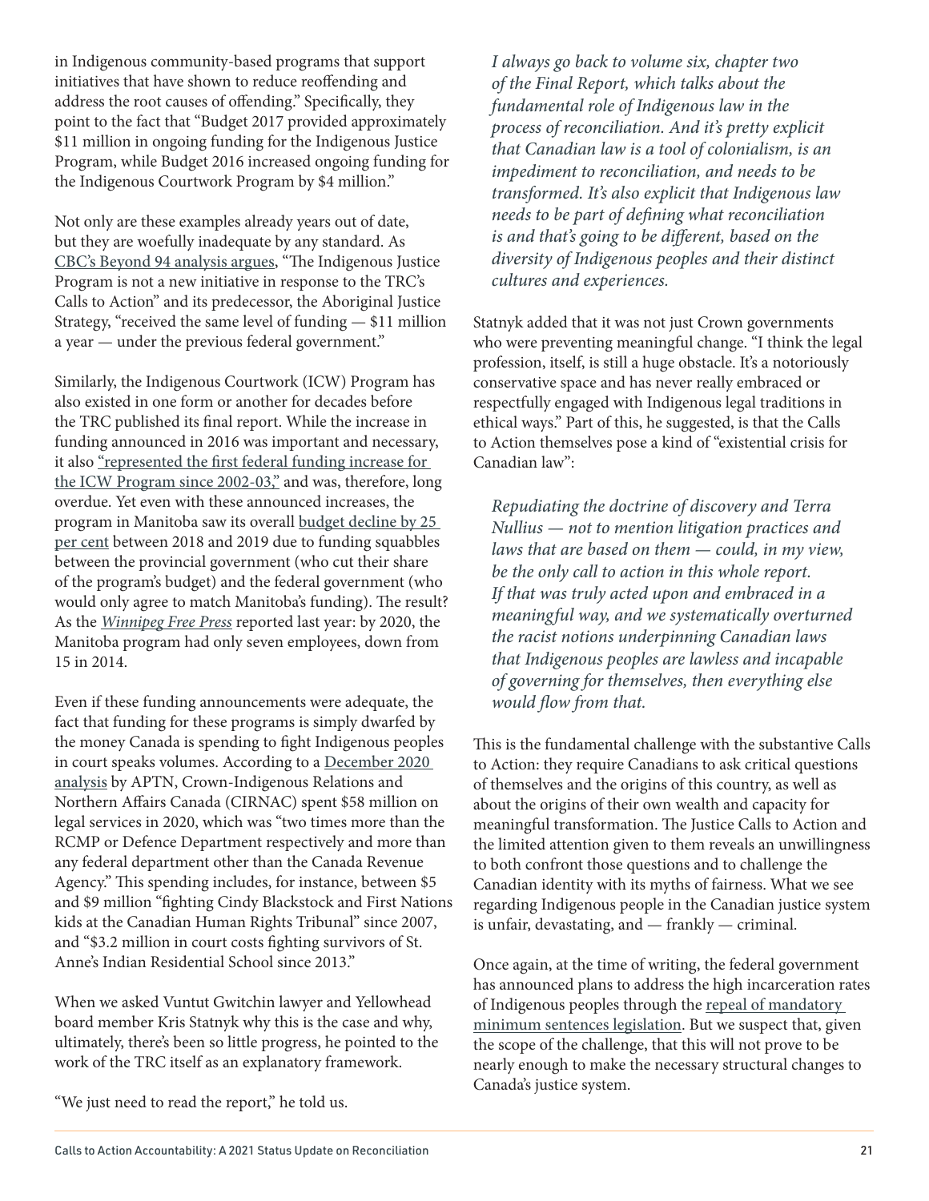in Indigenous community-based programs that support initiatives that have shown to reduce reoffending and address the root causes of offending." Specifically, they point to the fact that "Budget 2017 provided approximately $11 million in ongoing funding for the Indigenous Justice Program, while Budget 2016 increased ongoing funding for the Indigenous Courtwork Program by $4 million."

Not only are these examples already years out of date, but they are woefully inadequate by any standard. As CBC's Beyond 94 analysis argues, "The Indigenous Justice Program is not a new initiative in response to the TRC's Calls to Action" and its predecessor, the Aboriginal Justice Strategy, "received the same level of funding — $11 million a year — under the previous federal government."

Similarly, the Indigenous Courtwork (ICW) Program has also existed in one form or another for decades before the TRC published its final report. While the increase in funding announced in 2016 was important and necessary, it also "represented the first federal funding increase for the ICW Program since 2002-03," and was, therefore, long overdue. Yet even with these announced increases, the program in Manitoba saw its overall budget decline by 25 per cent between 2018 and 2019 due to funding squabbles between the provincial government (who cut their share of the program's budget) and the federal government (who would only agree to match Manitoba's funding). The result? As the *Winnipeg Free Press* reported last year: by 2020, the Manitoba program had only seven employees, down from 15 in 2014.

Even if these funding announcements were adequate, the fact that funding for these programs is simply dwarfed by the money Canada is spending to fight Indigenous peoples in court speaks volumes. According to a December 2020 analysis by APTN, Crown-Indigenous Relations and Northern Affairs Canada (CIRNAC) spent $58 million on legal services in 2020, which was "two times more than the RCMP or Defence Department respectively and more than any federal department other than the Canada Revenue Agency." This spending includes, for instance, between $5 and $9 million "fighting Cindy Blackstock and First Nations kids at the Canadian Human Rights Tribunal" since 2007, and "$3.2 million in court costs fighting survivors of St. Anne's Indian Residential School since 2013."

When we asked Vuntut Gwitchin lawyer and Yellowhead board member Kris Statnyk why this is the case and why, ultimately, there's been so little progress, he pointed to the work of the TRC itself as an explanatory framework.

"We just need to read the report," he told us.

> *I always go back to volume six, chapter two of the Final Report, which talks about the fundamental role of Indigenous law in the process of reconciliation. And it's pretty explicit that Canadian law is a tool of colonialism, is an impediment to reconciliation, and needs to be transformed. It's also explicit that Indigenous law needs to be part of defining what reconciliation is and that's going to be different, based on the diversity of Indigenous peoples and their distinct cultures and experiences.*

Statnyk added that it was not just Crown governments who were preventing meaningful change. "I think the legal profession, itself, is still a huge obstacle. It's a notoriously conservative space and has never really embraced or respectfully engaged with Indigenous legal traditions in ethical ways." Part of this, he suggested, is that the Calls to Action themselves pose a kind of "existential crisis for Canadian law":

> *Repudiating the doctrine of discovery and Terra Nullius — not to mention litigation practices and laws that are based on them — could, in my view, be the only call to action in this whole report. If that was truly acted upon and embraced in a meaningful way, and we systematically overturned the racist notions underpinning Canadian laws that Indigenous peoples are lawless and incapable of governing for themselves, then everything else would flow from that.*

This is the fundamental challenge with the substantive Calls to Action: they require Canadians to ask critical questions of themselves and the origins of this country, as well as about the origins of their own wealth and capacity for meaningful transformation. The Justice Calls to Action and the limited attention given to them reveals an unwillingness to both confront those questions and to challenge the Canadian identity with its myths of fairness. What we see regarding Indigenous people in the Canadian justice system is unfair, devastating, and — frankly — criminal.

Once again, at the time of writing, the federal government has announced plans to address the high incarceration rates of Indigenous peoples through the repeal of mandatory minimum sentences legislation. But we suspect that, given the scope of the challenge, that this will not prove to be nearly enough to make the necessary structural changes to Canada's justice system.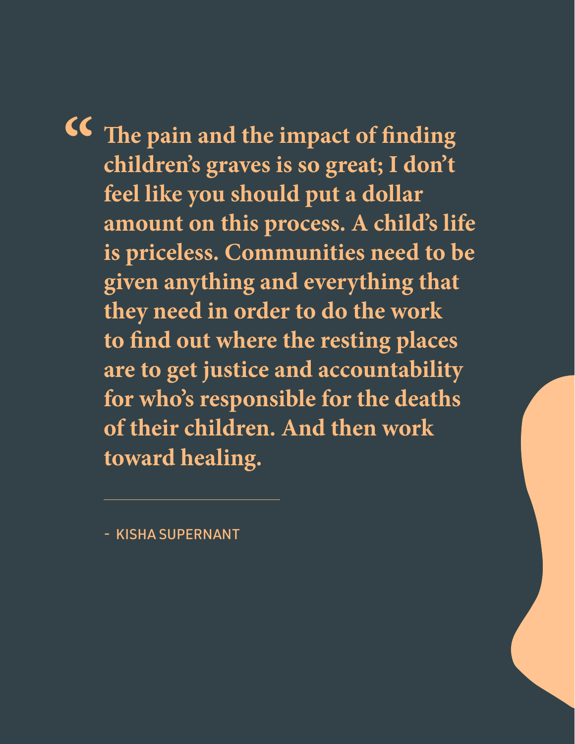> "The pain and the impact of finding children's graves is so great; I don't feel like you should put a dollar amount on this process. A child's life is priceless. Communities need to be given anything and everything that they need in order to do the work to find out where the resting places are to get justice and accountability for who's responsible for the deaths of their children. And then work toward healing.

---

\- KISHA SUPERNANT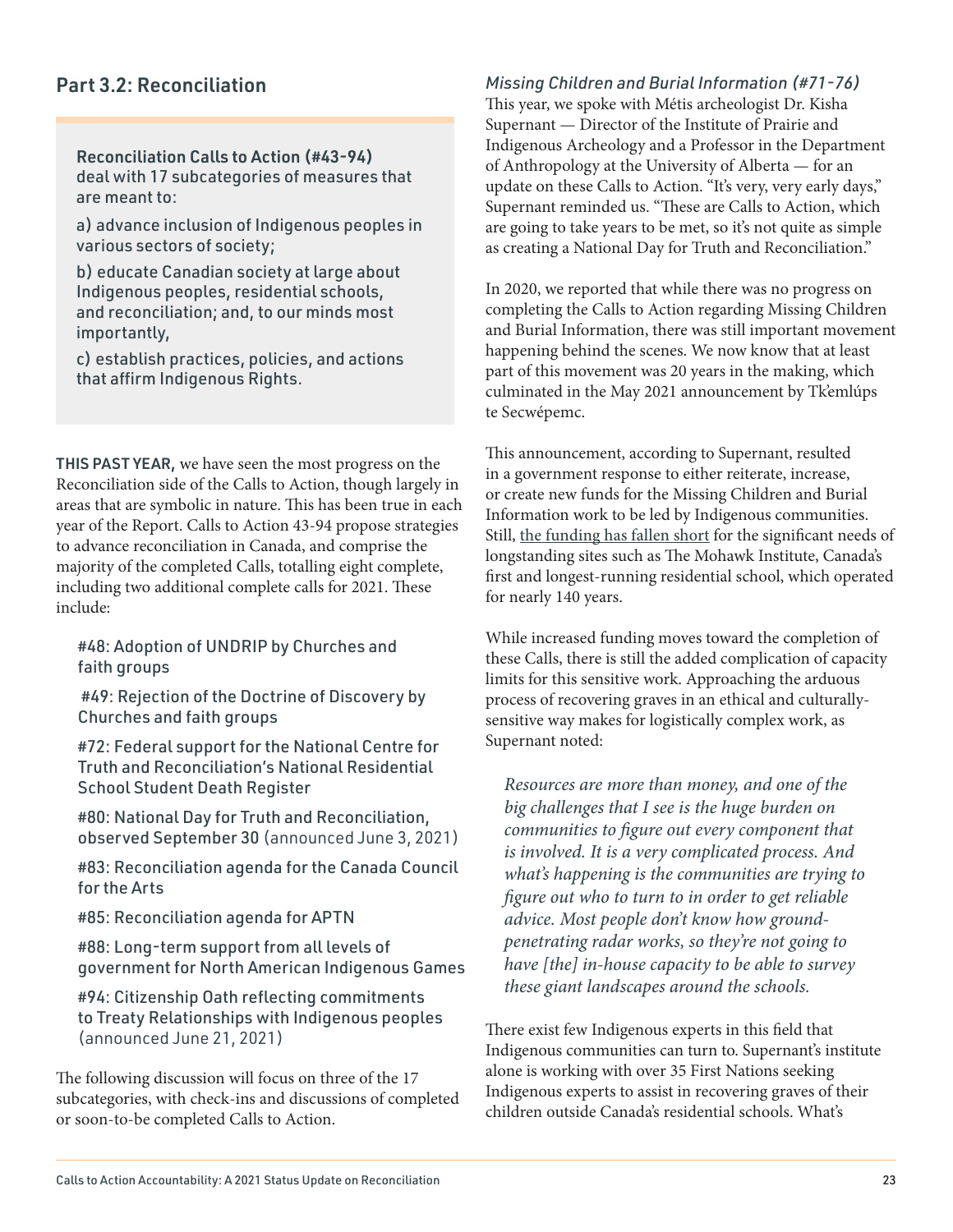## Part 3.2: Reconciliation

**Reconciliation Calls to Action (#43-94)** deal with 17 subcategories of measures that are meant to:

a) advance inclusion of Indigenous peoples in various sectors of society;

b) educate Canadian society at large about Indigenous peoples, residential schools, and reconciliation; and, to our minds most importantly,

c) establish practices, policies, and actions that affirm Indigenous Rights.

**THIS PAST YEAR,** we have seen the most progress on the Reconciliation side of the Calls to Action, though largely in areas that are symbolic in nature. This has been true in each year of the Report. Calls to Action 43-94 propose strategies to advance reconciliation in Canada, and comprise the majority of the completed Calls, totalling eight complete, including two additional complete calls for 2021. These include:

- #48: Adoption of UNDRIP by Churches and faith groups
- #49: Rejection of the Doctrine of Discovery by Churches and faith groups
- #72: Federal support for the National Centre for Truth and Reconciliation's National Residential School Student Death Register
- #80: National Day for Truth and Reconciliation, observed September 30 (announced June 3, 2021)
- #83: Reconciliation agenda for the Canada Council for the Arts
- #85: Reconciliation agenda for APTN
- #88: Long-term support from all levels of government for North American Indigenous Games
- #94: Citizenship Oath reflecting commitments to Treaty Relationships with Indigenous peoples (announced June 21, 2021)

The following discussion will focus on three of the 17 subcategories, with check-ins and discussions of completed or soon-to-be completed Calls to Action.

### *Missing Children and Burial Information (#71-76)*

This year, we spoke with Métis archeologist Dr. Kisha Supernant — Director of the Institute of Prairie and Indigenous Archeology and a Professor in the Department of Anthropology at the University of Alberta — for an update on these Calls to Action. "It's very, very early days," Supernant reminded us. "These are Calls to Action, which are going to take years to be met, so it's not quite as simple as creating a National Day for Truth and Reconciliation."

In 2020, we reported that while there was no progress on completing the Calls to Action regarding Missing Children and Burial Information, there was still important movement happening behind the scenes. We now know that at least part of this movement was 20 years in the making, which culminated in the May 2021 announcement by Tk'emlúps te Secwépemc.

This announcement, according to Supernant, resulted in a government response to either reiterate, increase, or create new funds for the Missing Children and Burial Information work to be led by Indigenous communities. Still, the funding has fallen short for the significant needs of longstanding sites such as The Mohawk Institute, Canada's first and longest-running residential school, which operated for nearly 140 years.

While increased funding moves toward the completion of these Calls, there is still the added complication of capacity limits for this sensitive work. Approaching the arduous process of recovering graves in an ethical and culturally-sensitive way makes for logistically complex work, as Supernant noted:

> *Resources are more than money, and one of the big challenges that I see is the huge burden on communities to figure out every component that is involved. It is a very complicated process. And what's happening is the communities are trying to figure out who to turn to in order to get reliable advice. Most people don't know how ground-penetrating radar works, so they're not going to have [the] in-house capacity to be able to survey these giant landscapes around the schools.*

There exist few Indigenous experts in this field that Indigenous communities can turn to. Supernant's institute alone is working with over 35 First Nations seeking Indigenous experts to assist in recovering graves of their children outside Canada's residential schools. What's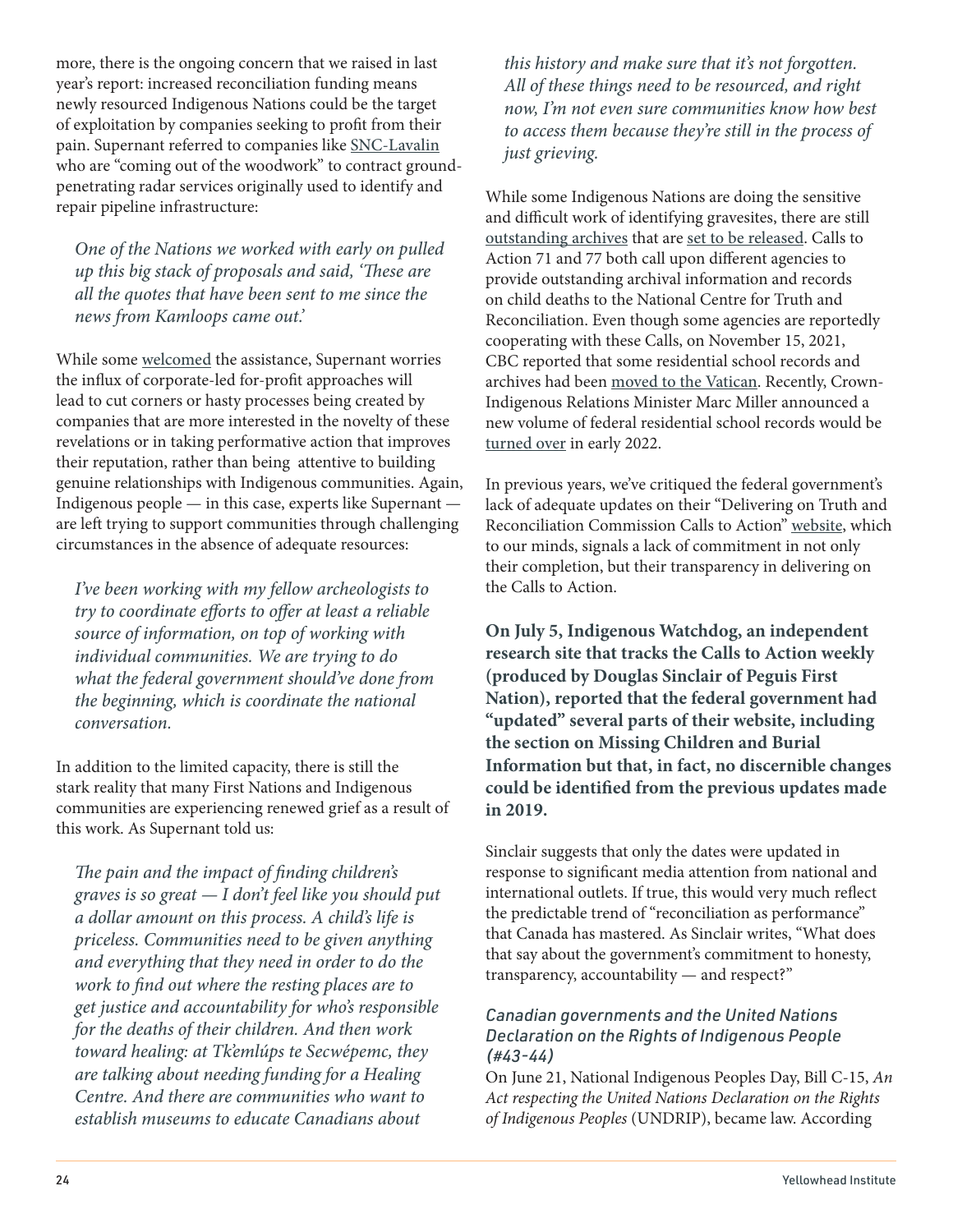more, there is the ongoing concern that we raised in last year's report: increased reconciliation funding means newly resourced Indigenous Nations could be the target of exploitation by companies seeking to profit from their pain. Supernant referred to companies like SNC-Lavalin who are "coming out of the woodwork" to contract ground-penetrating radar services originally used to identify and repair pipeline infrastructure:

> *One of the Nations we worked with early on pulled up this big stack of proposals and said, 'These are all the quotes that have been sent to me since the news from Kamloops came out.'*

While some welcomed the assistance, Supernant worries the influx of corporate-led for-profit approaches will lead to cut corners or hasty processes being created by companies that are more interested in the novelty of these revelations or in taking performative action that improves their reputation, rather than being attentive to building genuine relationships with Indigenous communities. Again, Indigenous people — in this case, experts like Supernant — are left trying to support communities through challenging circumstances in the absence of adequate resources:

> *I've been working with my fellow archeologists to try to coordinate efforts to offer at least a reliable source of information, on top of working with individual communities. We are trying to do what the federal government should've done from the beginning, which is coordinate the national conversation.*

In addition to the limited capacity, there is still the stark reality that many First Nations and Indigenous communities are experiencing renewed grief as a result of this work. As Supernant told us:

> *The pain and the impact of finding children's graves is so great — I don't feel like you should put a dollar amount on this process. A child's life is priceless. Communities need to be given anything and everything that they need in order to do the work to find out where the resting places are to get justice and accountability for who's responsible for the deaths of their children. And then work toward healing: at Tk'emlúps te Secwépemc, they are talking about needing funding for a Healing Centre. And there are communities who want to establish museums to educate Canadians about this history and make sure that it's not forgotten. All of these things need to be resourced, and right now, I'm not even sure communities know how best to access them because they're still in the process of just grieving.*

While some Indigenous Nations are doing the sensitive and difficult work of identifying gravesites, there are still outstanding archives that are set to be released. Calls to Action 71 and 77 both call upon different agencies to provide outstanding archival information and records on child deaths to the National Centre for Truth and Reconciliation. Even though some agencies are reportedly cooperating with these Calls, on November 15, 2021, CBC reported that some residential school records and archives had been moved to the Vatican. Recently, Crown-Indigenous Relations Minister Marc Miller announced a new volume of federal residential school records would be turned over in early 2022.

In previous years, we've critiqued the federal government's lack of adequate updates on their "Delivering on Truth and Reconciliation Commission Calls to Action" website, which to our minds, signals a lack of commitment in not only their completion, but their transparency in delivering on the Calls to Action.

**On July 5, Indigenous Watchdog, an independent research site that tracks the Calls to Action weekly (produced by Douglas Sinclair of Peguis First Nation), reported that the federal government had "updated" several parts of their website, including the section on Missing Children and Burial Information but that, in fact, no discernible changes could be identified from the previous updates made in 2019.**

Sinclair suggests that only the dates were updated in response to significant media attention from national and international outlets. If true, this would very much reflect the predictable trend of "reconciliation as performance" that Canada has mastered. As Sinclair writes, "What does that say about the government's commitment to honesty, transparency, accountability — and respect?"

### *Canadian governments and the United Nations Declaration on the Rights of Indigenous People (#43-44)*

On June 21, National Indigenous Peoples Day, Bill C-15, *An Act respecting the United Nations Declaration on the Rights of Indigenous Peoples* (UNDRIP), became law. According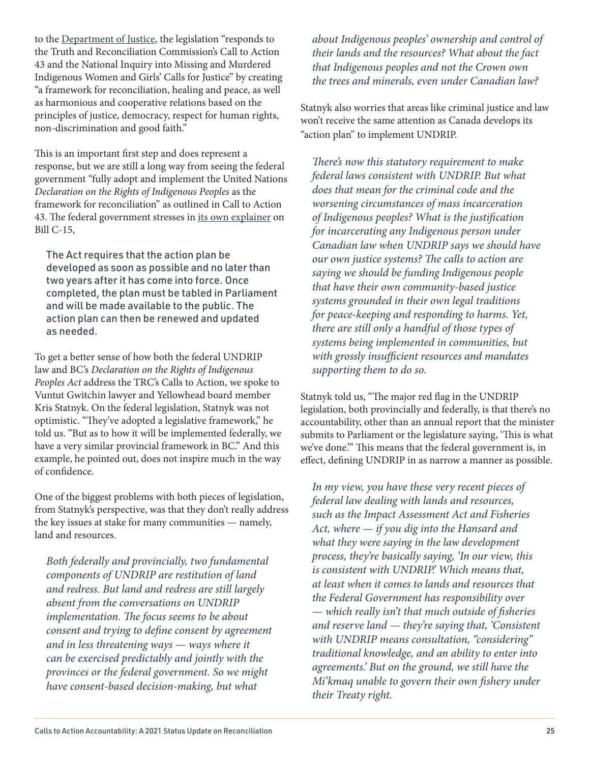to the Department of Justice, the legislation "responds to the Truth and Reconciliation Commission's Call to Action 43 and the National Inquiry into Missing and Murdered Indigenous Women and Girls' Calls for Justice" by creating "a framework for reconciliation, healing and peace, as well as harmonious and cooperative relations based on the principles of justice, democracy, respect for human rights, non-discrimination and good faith."

This is an important first step and does represent a response, but we are still a long way from seeing the federal government "fully adopt and implement the United Nations *Declaration on the Rights of Indigenous Peoples* as the framework for reconciliation" as outlined in Call to Action 43. The federal government stresses in its own explainer on Bill C-15,

> The Act requires that the action plan be developed as soon as possible and no later than two years after it has come into force. Once completed, the plan must be tabled in Parliament and will be made available to the public. The action plan can then be renewed and updated as needed.

To get a better sense of how both the federal UNDRIP law and BC's *Declaration on the Rights of Indigenous Peoples Act* address the TRC's Calls to Action, we spoke to Vuntut Gwitchin lawyer and Yellowhead board member Kris Statnyk. On the federal legislation, Statnyk was not optimistic. "They've adopted a legislative framework," he told us. "But as to how it will be implemented federally, we have a very similar provincial framework in BC." And this example, he pointed out, does not inspire much in the way of confidence.

One of the biggest problems with both pieces of legislation, from Statnyk's perspective, was that they don't really address the key issues at stake for many communities — namely, land and resources.

> *Both federally and provincially, two fundamental components of UNDRIP are restitution of land and redress. But land and redress are still largely absent from the conversations on UNDRIP implementation. The focus seems to be about consent and trying to define consent by agreement and in less threatening ways — ways where it can be exercised predictably and jointly with the provinces or the federal government. So we might have consent-based decision-making, but what about Indigenous peoples' ownership and control of their lands and the resources? What about the fact that Indigenous peoples and not the Crown own the trees and minerals, even under Canadian law?*

Statnyk also worries that areas like criminal justice and law won't receive the same attention as Canada develops its "action plan" to implement UNDRIP.

> *There's now this statutory requirement to make federal laws consistent with UNDRIP. But what does that mean for the criminal code and the worsening circumstances of mass incarceration of Indigenous peoples? What is the justification for incarcerating any Indigenous person under Canadian law when UNDRIP says we should have our own justice systems? The calls to action are saying we should be funding Indigenous people that have their own community-based justice systems grounded in their own legal traditions for peace-keeping and responding to harms. Yet, there are still only a handful of those types of systems being implemented in communities, but with grossly insufficient resources and mandates supporting them to do so.*

Statnyk told us, "The major red flag in the UNDRIP legislation, both provincially and federally, is that there's no accountability, other than an annual report that the minister submits to Parliament or the legislature saying, 'This is what we've done.'" This means that the federal government is, in effect, defining UNDRIP in as narrow a manner as possible.

> *In my view, you have these very recent pieces of federal law dealing with lands and resources, such as the Impact Assessment Act and Fisheries Act, where — if you dig into the Hansard and what they were saying in the law development process, they're basically saying, 'In our view, this is consistent with UNDRIP.' Which means that, at least when it comes to lands and resources that the Federal Government has responsibility over — which really isn't that much outside of fisheries and reserve land — they're saying that, 'Consistent with UNDRIP means consultation, "considering" traditional knowledge, and an ability to enter into agreements.' But on the ground, we still have the Mi'kmaq unable to govern their own fishery under their Treaty right.*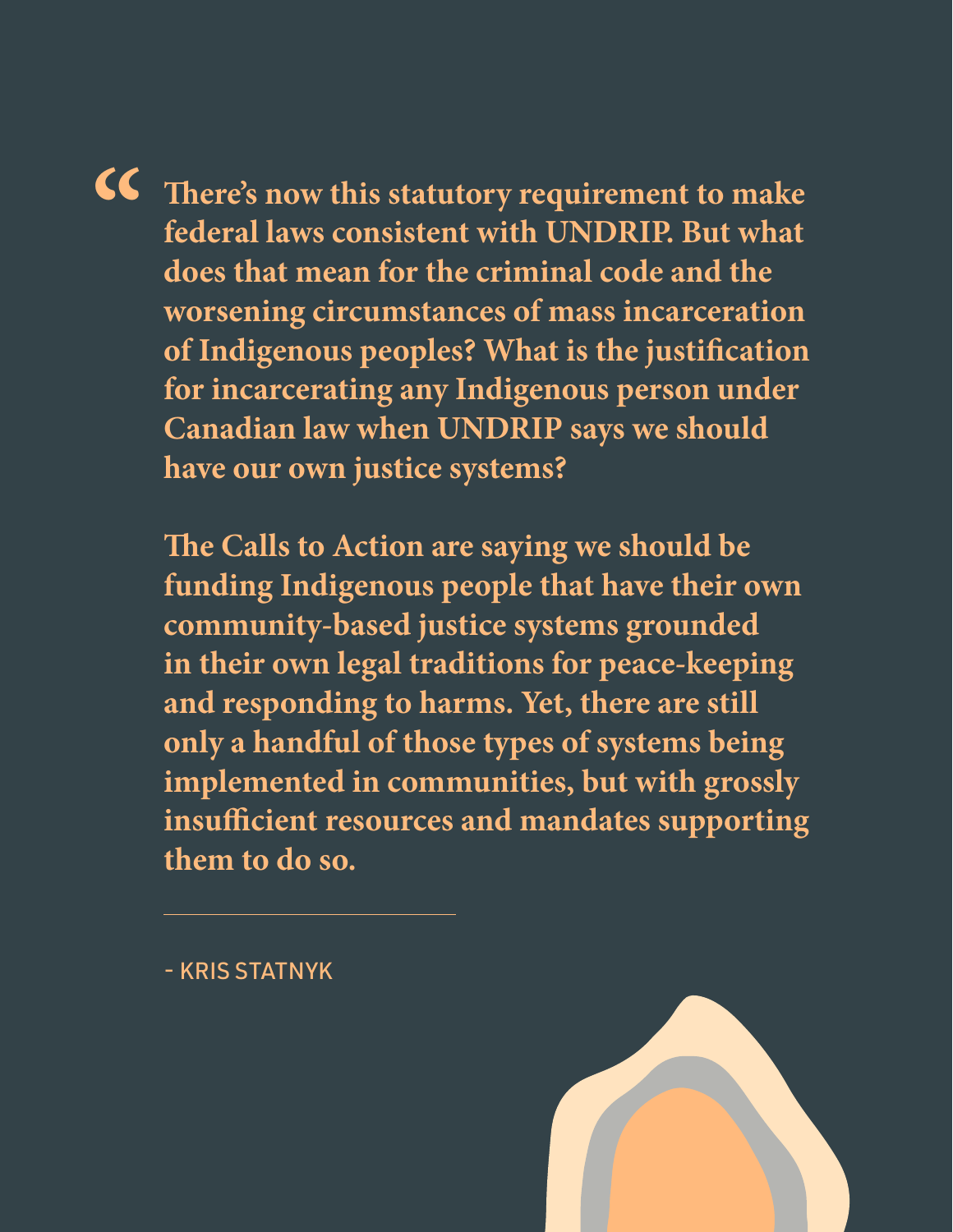> **"There's now this statutory requirement to make federal laws consistent with UNDRIP. But what does that mean for the criminal code and the worsening circumstances of mass incarceration of Indigenous peoples? What is the justification for incarcerating any Indigenous person under Canadian law when UNDRIP says we should have our own justice systems?**
>
> **The Calls to Action are saying we should be funding Indigenous people that have their own community-based justice systems grounded in their own legal traditions for peace-keeping and responding to harms. Yet, there are still only a handful of those types of systems being implemented in communities, but with grossly insufficient resources and mandates supporting them to do so.**

- KRIS STATNYK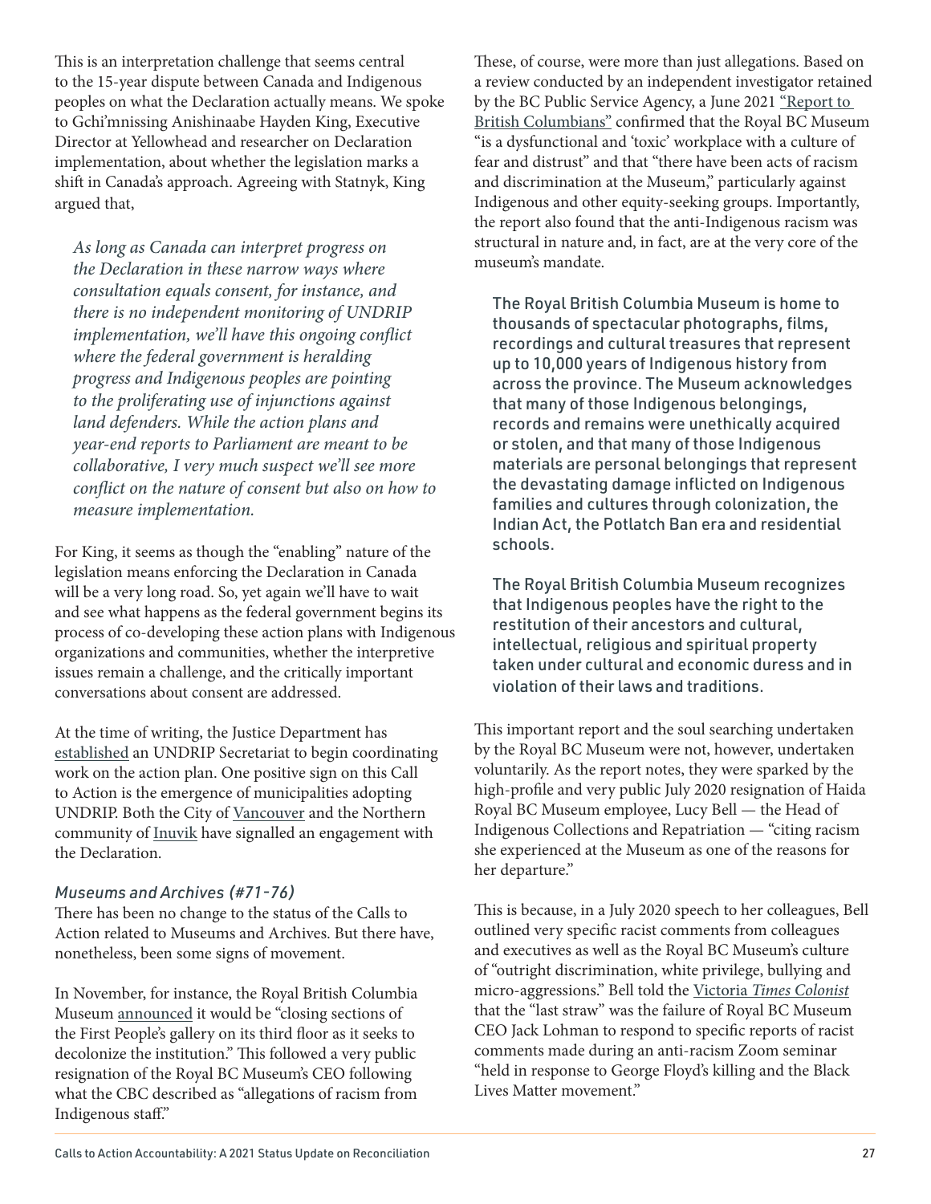This is an interpretation challenge that seems central to the 15-year dispute between Canada and Indigenous peoples on what the Declaration actually means. We spoke to Gchi'mnissing Anishinaabe Hayden King, Executive Director at Yellowhead and researcher on Declaration implementation, about whether the legislation marks a shift in Canada's approach. Agreeing with Statnyk, King argued that,

> *As long as Canada can interpret progress on the Declaration in these narrow ways where consultation equals consent, for instance, and there is no independent monitoring of UNDRIP implementation, we'll have this ongoing conflict where the federal government is heralding progress and Indigenous peoples are pointing to the proliferating use of injunctions against land defenders. While the action plans and year-end reports to Parliament are meant to be collaborative, I very much suspect we'll see more conflict on the nature of consent but also on how to measure implementation.*

For King, it seems as though the "enabling" nature of the legislation means enforcing the Declaration in Canada will be a very long road. So, yet again we'll have to wait and see what happens as the federal government begins its process of co-developing these action plans with Indigenous organizations and communities, whether the interpretive issues remain a challenge, and the critically important conversations about consent are addressed.

At the time of writing, the Justice Department has established an UNDRIP Secretariat to begin coordinating work on the action plan. One positive sign on this Call to Action is the emergence of municipalities adopting UNDRIP. Both the City of Vancouver and the Northern community of Inuvik have signalled an engagement with the Declaration.

### *Museums and Archives (#71-76)*

There has been no change to the status of the Calls to Action related to Museums and Archives. But there have, nonetheless, been some signs of movement.

In November, for instance, the Royal British Columbia Museum announced it would be "closing sections of the First People's gallery on its third floor as it seeks to decolonize the institution." This followed a very public resignation of the Royal BC Museum's CEO following what the CBC described as "allegations of racism from Indigenous staff."

These, of course, were more than just allegations. Based on a review conducted by an independent investigator retained by the BC Public Service Agency, a June 2021 "Report to British Columbians" confirmed that the Royal BC Museum "is a dysfunctional and 'toxic' workplace with a culture of fear and distrust" and that "there have been acts of racism and discrimination at the Museum," particularly against Indigenous and other equity-seeking groups. Importantly, the report also found that the anti-Indigenous racism was structural in nature and, in fact, are at the very core of the museum's mandate.

> The Royal British Columbia Museum is home to thousands of spectacular photographs, films, recordings and cultural treasures that represent up to 10,000 years of Indigenous history from across the province. The Museum acknowledges that many of those Indigenous belongings, records and remains were unethically acquired or stolen, and that many of those Indigenous materials are personal belongings that represent the devastating damage inflicted on Indigenous families and cultures through colonization, the Indian Act, the Potlatch Ban era and residential schools.
>
> The Royal British Columbia Museum recognizes that Indigenous peoples have the right to the restitution of their ancestors and cultural, intellectual, religious and spiritual property taken under cultural and economic duress and in violation of their laws and traditions.

This important report and the soul searching undertaken by the Royal BC Museum were not, however, undertaken voluntarily. As the report notes, they were sparked by the high-profile and very public July 2020 resignation of Haida Royal BC Museum employee, Lucy Bell — the Head of Indigenous Collections and Repatriation — "citing racism she experienced at the Museum as one of the reasons for her departure."

This is because, in a July 2020 speech to her colleagues, Bell outlined very specific racist comments from colleagues and executives as well as the Royal BC Museum's culture of "outright discrimination, white privilege, bullying and micro-aggressions." Bell told the Victoria *Times Colonist* that the "last straw" was the failure of Royal BC Museum CEO Jack Lohman to respond to specific reports of racist comments made during an anti-racism Zoom seminar "held in response to George Floyd's killing and the Black Lives Matter movement."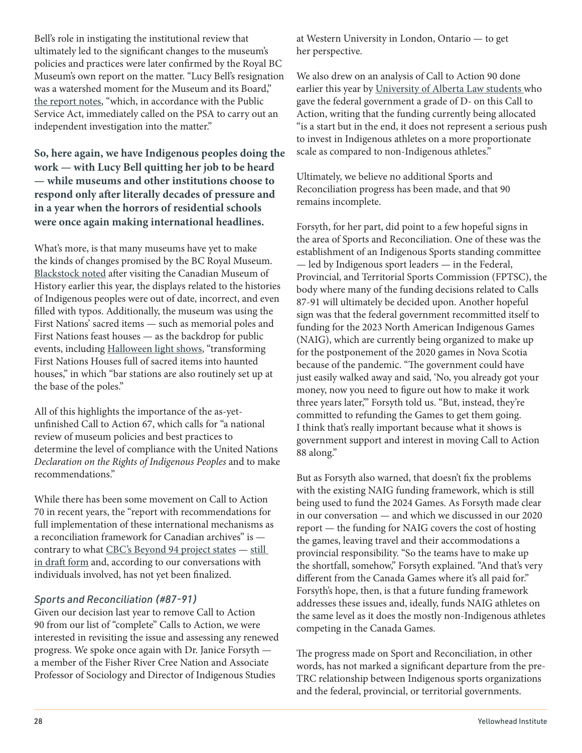Bell's role in instigating the institutional review that ultimately led to the significant changes to the museum's policies and practices were later confirmed by the Royal BC Museum's own report on the matter. "Lucy Bell's resignation was a watershed moment for the Museum and its Board," the report notes, "which, in accordance with the Public Service Act, immediately called on the PSA to carry out an independent investigation into the matter."

**So, here again, we have Indigenous peoples doing the work — with Lucy Bell quitting her job to be heard — while museums and other institutions choose to respond only after literally decades of pressure and in a year when the horrors of residential schools were once again making international headlines.**

What's more, is that many museums have yet to make the kinds of changes promised by the BC Royal Museum. Blackstock noted after visiting the Canadian Museum of History earlier this year, the displays related to the histories of Indigenous peoples were out of date, incorrect, and even filled with typos. Additionally, the museum was using the First Nations' sacred items — such as memorial poles and First Nations feast houses — as the backdrop for public events, including Halloween light shows, "transforming First Nations Houses full of sacred items into haunted houses," in which "bar stations are also routinely set up at the base of the poles."

All of this highlights the importance of the as-yet-unfinished Call to Action 67, which calls for "a national review of museum policies and best practices to determine the level of compliance with the United Nations *Declaration on the Rights of Indigenous Peoples* and to make recommendations."

While there has been some movement on Call to Action 70 in recent years, the "report with recommendations for full implementation of these international mechanisms as a reconciliation framework for Canadian archives" is — contrary to what CBC's Beyond 94 project states — still in draft form and, according to our conversations with individuals involved, has not yet been finalized.

### *Sports and Reconciliation (#87-91)*

Given our decision last year to remove Call to Action 90 from our list of "complete" Calls to Action, we were interested in revisiting the issue and assessing any renewed progress. We spoke once again with Dr. Janice Forsyth — a member of the Fisher River Cree Nation and Associate Professor of Sociology and Director of Indigenous Studies at Western University in London, Ontario — to get her perspective.

We also drew on an analysis of Call to Action 90 done earlier this year by University of Alberta Law students who gave the federal government a grade of D- on this Call to Action, writing that the funding currently being allocated "is a start but in the end, it does not represent a serious push to invest in Indigenous athletes on a more proportionate scale as compared to non-Indigenous athletes."

Ultimately, we believe no additional Sports and Reconciliation progress has been made, and that 90 remains incomplete.

Forsyth, for her part, did point to a few hopeful signs in the area of Sports and Reconciliation. One of these was the establishment of an Indigenous Sports standing committee — led by Indigenous sport leaders — in the Federal, Provincial, and Territorial Sports Commission (FPTSC), the body where many of the funding decisions related to Calls 87-91 will ultimately be decided upon. Another hopeful sign was that the federal government recommitted itself to funding for the 2023 North American Indigenous Games (NAIG), which are currently being organized to make up for the postponement of the 2020 games in Nova Scotia because of the pandemic. "The government could have just easily walked away and said, 'No, you already got your money, now you need to figure out how to make it work three years later,'" Forsyth told us. "But, instead, they're committed to refunding the Games to get them going. I think that's really important because what it shows is government support and interest in moving Call to Action 88 along."

But as Forsyth also warned, that doesn't fix the problems with the existing NAIG funding framework, which is still being used to fund the 2024 Games. As Forsyth made clear in our conversation — and which we discussed in our 2020 report — the funding for NAIG covers the cost of hosting the games, leaving travel and their accommodations a provincial responsibility. "So the teams have to make up the shortfall, somehow," Forsyth explained. "And that's very different from the Canada Games where it's all paid for." Forsyth's hope, then, is that a future funding framework addresses these issues and, ideally, funds NAIG athletes on the same level as it does the mostly non-Indigenous athletes competing in the Canada Games.

The progress made on Sport and Reconciliation, in other words, has not marked a significant departure from the pre-TRC relationship between Indigenous sports organizations and the federal, provincial, or territorial governments.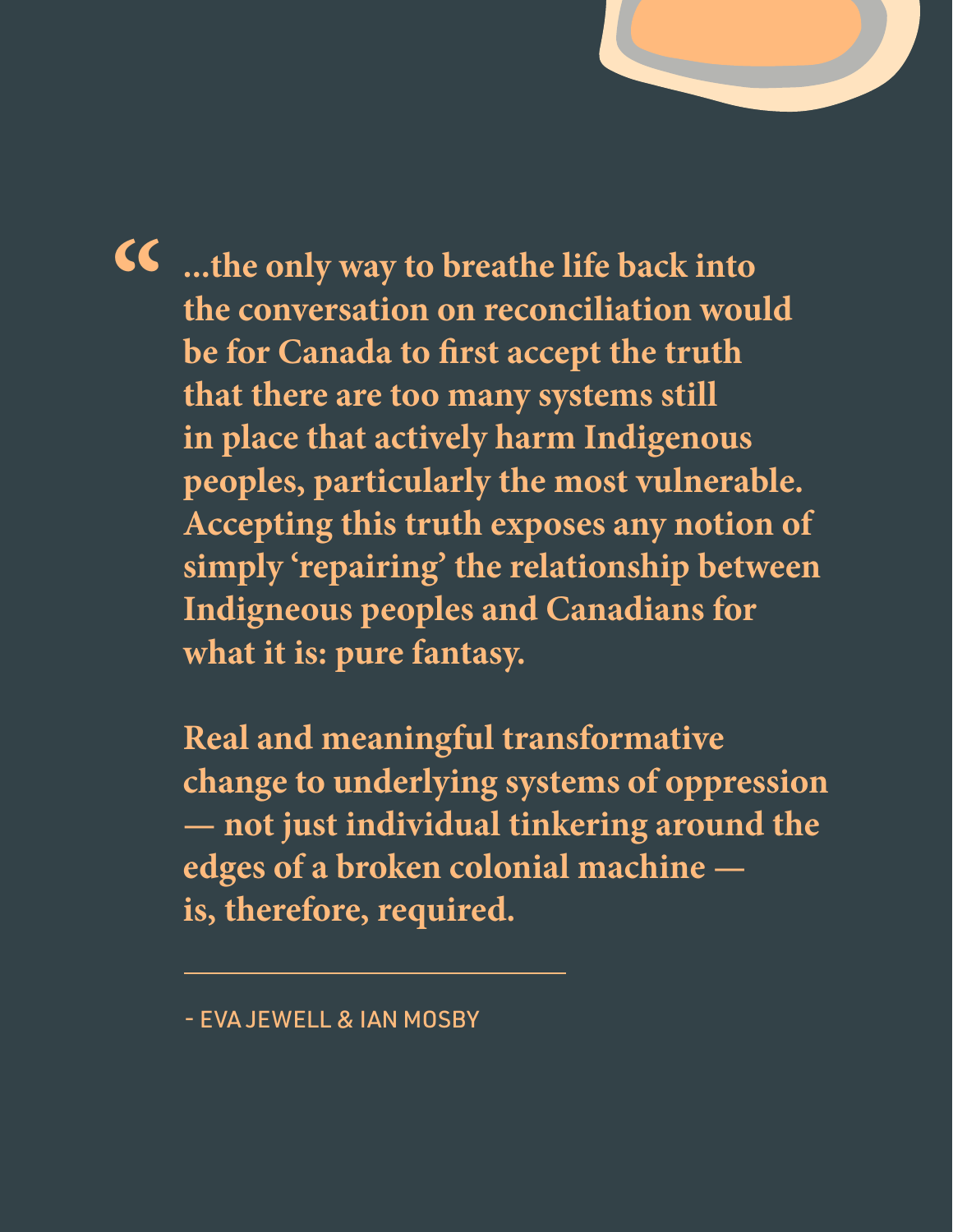> "...the only way to breathe life back into the conversation on reconciliation would be for Canada to first accept the truth that there are too many systems still in place that actively harm Indigenous peoples, particularly the most vulnerable. Accepting this truth exposes any notion of simply 'repairing' the relationship between Indigneous peoples and Canadians for what it is: pure fantasy.
>
> Real and meaningful transformative change to underlying systems of oppression — not just individual tinkering around the edges of a broken colonial machine — is, therefore, required.

- EVA JEWELL & IAN MOSBY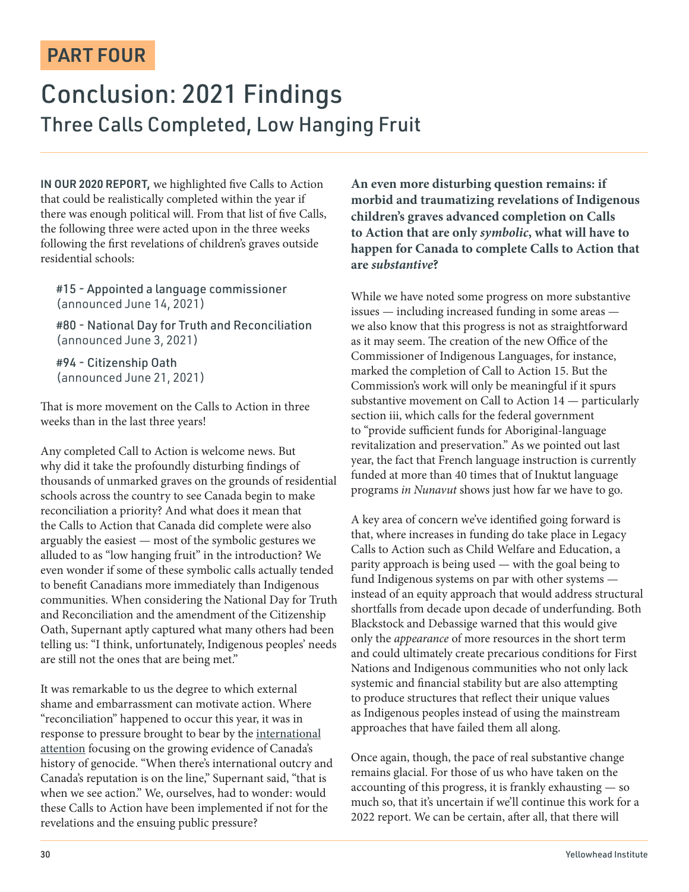PART FOUR

# Conclusion: 2021 Findings

## Three Calls Completed, Low Hanging Fruit

**IN OUR 2020 REPORT,** we highlighted five Calls to Action that could be realistically completed within the year if there was enough political will. From that list of five Calls, the following three were acted upon in the three weeks following the first revelations of children's graves outside residential schools:

- #15 - Appointed a language commissioner (announced June 14, 2021)
- #80 - National Day for Truth and Reconciliation (announced June 3, 2021)
- #94 - Citizenship Oath (announced June 21, 2021)

That is more movement on the Calls to Action in three weeks than in the last three years!

Any completed Call to Action is welcome news. But why did it take the profoundly disturbing findings of thousands of unmarked graves on the grounds of residential schools across the country to see Canada begin to make reconciliation a priority? And what does it mean that the Calls to Action that Canada did complete were also arguably the easiest — most of the symbolic gestures we alluded to as "low hanging fruit" in the introduction? We even wonder if some of these symbolic calls actually tended to benefit Canadians more immediately than Indigenous communities. When considering the National Day for Truth and Reconciliation and the amendment of the Citizenship Oath, Supernant aptly captured what many others had been telling us: "I think, unfortunately, Indigenous peoples' needs are still not the ones that are being met."

It was remarkable to us the degree to which external shame and embarrassment can motivate action. Where "reconciliation" happened to occur this year, it was in response to pressure brought to bear by the international attention focusing on the growing evidence of Canada's history of genocide. "When there's international outcry and Canada's reputation is on the line," Supernant said, "that is when we see action." We, ourselves, had to wonder: would these Calls to Action have been implemented if not for the revelations and the ensuing public pressure?

**An even more disturbing question remains: if morbid and traumatizing revelations of Indigenous children's graves advanced completion on Calls to Action that are only *symbolic*, what will have to happen for Canada to complete Calls to Action that are *substantive*?**

While we have noted some progress on more substantive issues — including increased funding in some areas — we also know that this progress is not as straightforward as it may seem. The creation of the new Office of the Commissioner of Indigenous Languages, for instance, marked the completion of Call to Action 15. But the Commission's work will only be meaningful if it spurs substantive movement on Call to Action 14 — particularly section iii, which calls for the federal government to "provide sufficient funds for Aboriginal-language revitalization and preservation." As we pointed out last year, the fact that French language instruction is currently funded at more than 40 times that of Inuktut language programs *in Nunavut* shows just how far we have to go.

A key area of concern we've identified going forward is that, where increases in funding do take place in Legacy Calls to Action such as Child Welfare and Education, a parity approach is being used — with the goal being to fund Indigenous systems on par with other systems — instead of an equity approach that would address structural shortfalls from decade upon decade of underfunding. Both Blackstock and Debassige warned that this would give only the *appearance* of more resources in the short term and could ultimately create precarious conditions for First Nations and Indigenous communities who not only lack systemic and financial stability but are also attempting to produce structures that reflect their unique values as Indigenous peoples instead of using the mainstream approaches that have failed them all along.

Once again, though, the pace of real substantive change remains glacial. For those of us who have taken on the accounting of this progress, it is frankly exhausting — so much so, that it's uncertain if we'll continue this work for a 2022 report. We can be certain, after all, that there will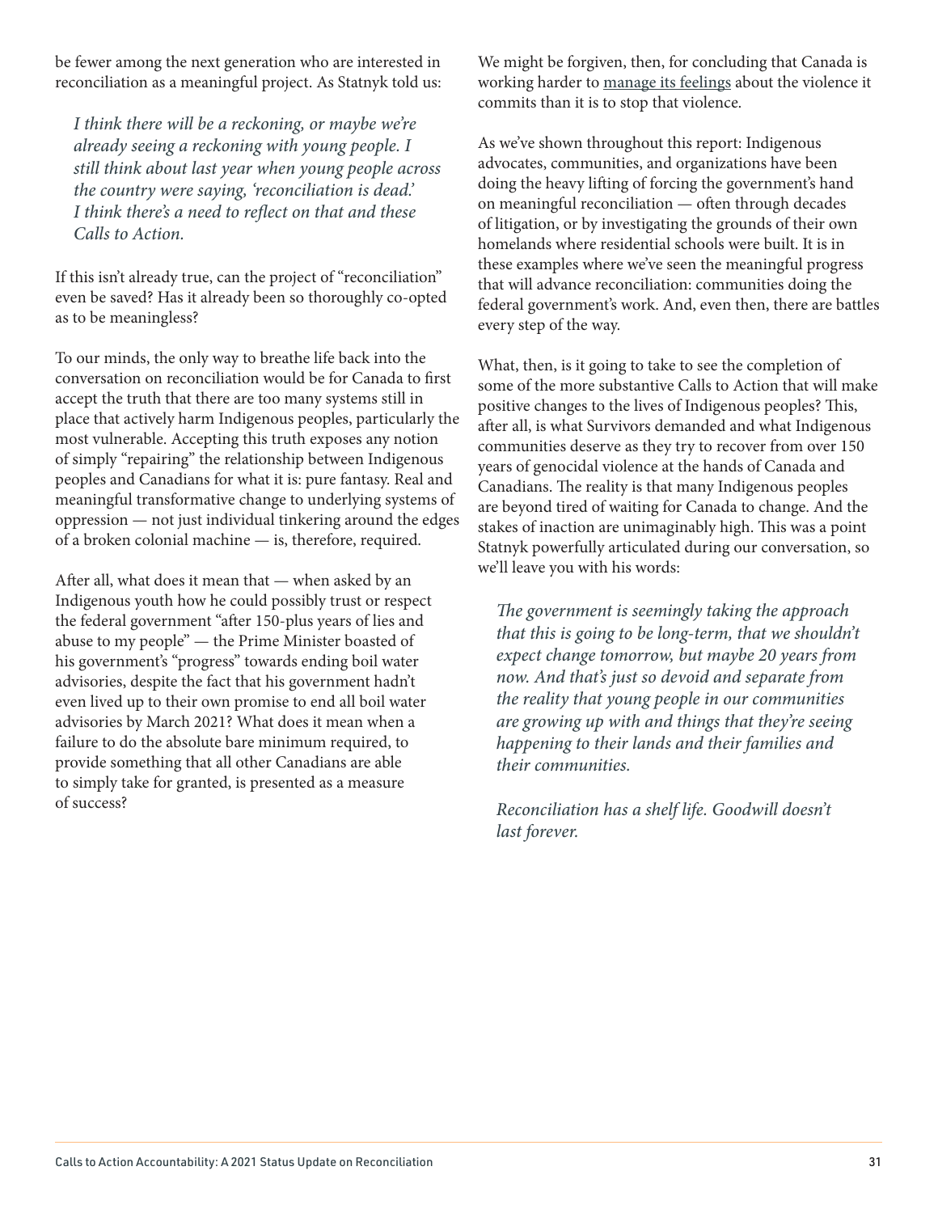be fewer among the next generation who are interested in reconciliation as a meaningful project. As Statnyk told us:

> *I think there will be a reckoning, or maybe we're already seeing a reckoning with young people. I still think about last year when young people across the country were saying, 'reconciliation is dead.' I think there's a need to reflect on that and these Calls to Action.*

If this isn't already true, can the project of "reconciliation" even be saved? Has it already been so thoroughly co-opted as to be meaningless?

To our minds, the only way to breathe life back into the conversation on reconciliation would be for Canada to first accept the truth that there are too many systems still in place that actively harm Indigenous peoples, particularly the most vulnerable. Accepting this truth exposes any notion of simply "repairing" the relationship between Indigenous peoples and Canadians for what it is: pure fantasy. Real and meaningful transformative change to underlying systems of oppression — not just individual tinkering around the edges of a broken colonial machine — is, therefore, required.

After all, what does it mean that — when asked by an Indigenous youth how he could possibly trust or respect the federal government "after 150-plus years of lies and abuse to my people" — the Prime Minister boasted of his government's "progress" towards ending boil water advisories, despite the fact that his government hadn't even lived up to their own promise to end all boil water advisories by March 2021? What does it mean when a failure to do the absolute bare minimum required, to provide something that all other Canadians are able to simply take for granted, is presented as a measure of success?

We might be forgiven, then, for concluding that Canada is working harder to manage its feelings about the violence it commits than it is to stop that violence.

As we've shown throughout this report: Indigenous advocates, communities, and organizations have been doing the heavy lifting of forcing the government's hand on meaningful reconciliation — often through decades of litigation, or by investigating the grounds of their own homelands where residential schools were built. It is in these examples where we've seen the meaningful progress that will advance reconciliation: communities doing the federal government's work. And, even then, there are battles every step of the way.

What, then, is it going to take to see the completion of some of the more substantive Calls to Action that will make positive changes to the lives of Indigenous peoples? This, after all, is what Survivors demanded and what Indigenous communities deserve as they try to recover from over 150 years of genocidal violence at the hands of Canada and Canadians. The reality is that many Indigenous peoples are beyond tired of waiting for Canada to change. And the stakes of inaction are unimaginably high. This was a point Statnyk powerfully articulated during our conversation, so we'll leave you with his words:

> *The government is seemingly taking the approach that this is going to be long-term, that we shouldn't expect change tomorrow, but maybe 20 years from now. And that's just so devoid and separate from the reality that young people in our communities are growing up with and things that they're seeing happening to their lands and their families and their communities.*
>
> *Reconciliation has a shelf life. Goodwill doesn't last forever.*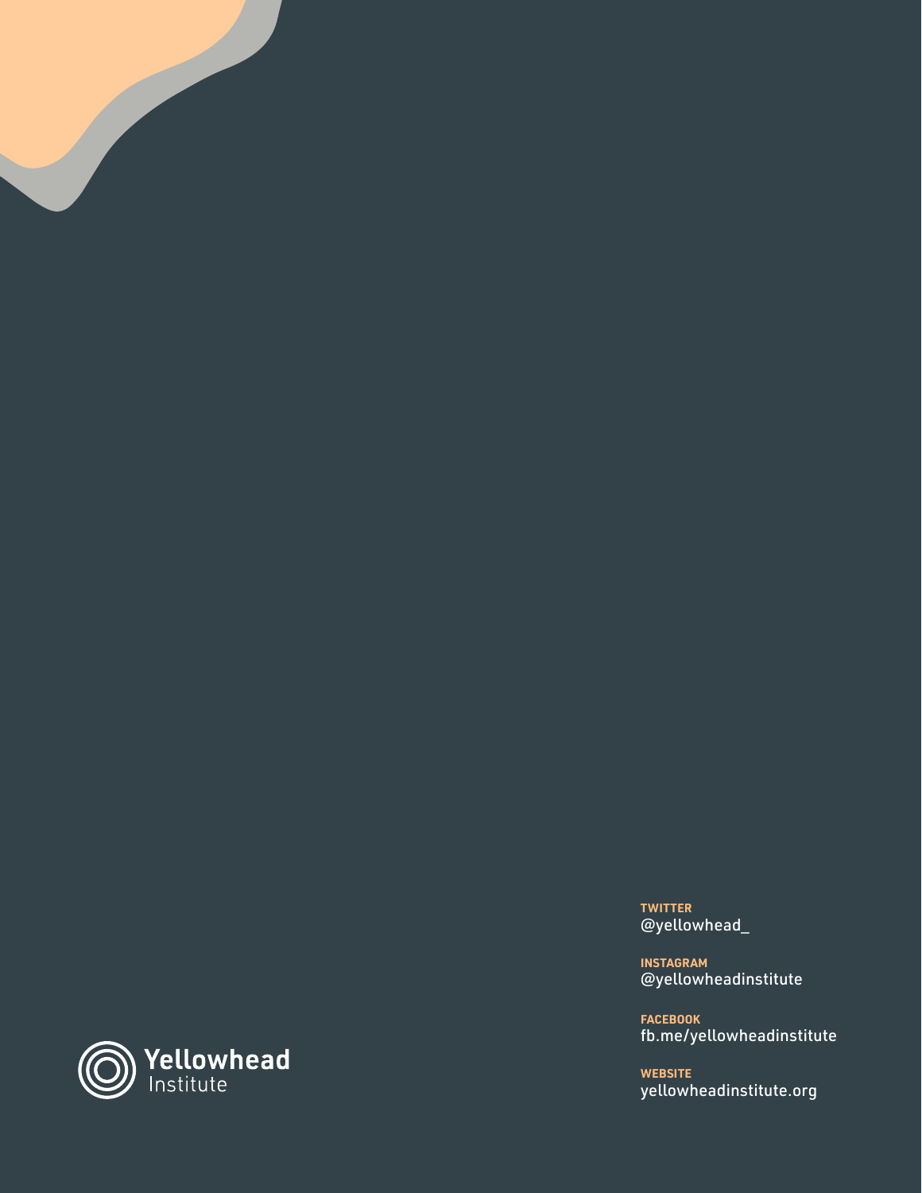Yellowhead Institute

**TWITTER**
@yellowhead_

**INSTAGRAM**
@yellowheadinstitute

**FACEBOOK**
fb.me/yellowheadinstitute

**WEBSITE**
yellowheadinstitute.org